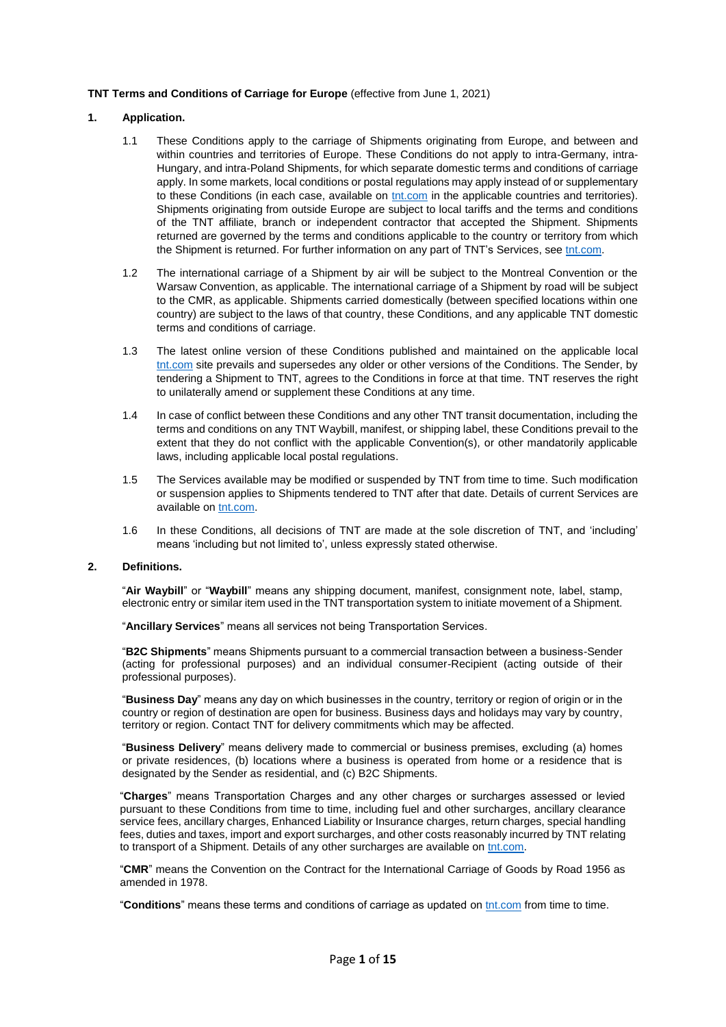**TNT Terms and Conditions of Carriage for Europe** (effective from June 1, 2021)

## 1. Application.

1.1 These Conditions apply to the carriage of Shipments originating from Europe, and between and within countries and territories of Europe. These Conditions do not apply to intra-Germany, intra-Hungary, and intra-Poland Shipments, for which separate domestic terms and conditions of carriage apply. In some markets, local conditions or postal regulations may apply instead of or supplementary to these Conditions (in each case, available on tnt.com in the applicable countries and territories). Shipments originating from outside Europe are subject to local tariffs and the terms and conditions of the TNT affiliate, branch or independent contractor that accepted the Shipment. Shipments returned are governed by the terms and conditions applicable to the country or territory from which the Shipment is returned. For further information on any part of TNT's Services, see tnt.com.

1.2 The international carriage of a Shipment by air will be subject to the Montreal Convention or the Warsaw Convention, as applicable. The international carriage of a Shipment by road will be subject to the CMR, as applicable. Shipments carried domestically (between specified locations within one country) are subject to the laws of that country, these Conditions, and any applicable TNT domestic terms and conditions of carriage.

1.3 The latest online version of these Conditions published and maintained on the applicable local tnt.com site prevails and supersedes any older or other versions of the Conditions. The Sender, by tendering a Shipment to TNT, agrees to the Conditions in force at that time. TNT reserves the right to unilaterally amend or supplement these Conditions at any time.

1.4 In case of conflict between these Conditions and any other TNT transit documentation, including the terms and conditions on any TNT Waybill, manifest, or shipping label, these Conditions prevail to the extent that they do not conflict with the applicable Convention(s), or other mandatorily applicable laws, including applicable local postal regulations.

1.5 The Services available may be modified or suspended by TNT from time to time. Such modification or suspension applies to Shipments tendered to TNT after that date. Details of current Services are available on tnt.com.

1.6 In these Conditions, all decisions of TNT are made at the sole discretion of TNT, and 'including' means 'including but not limited to', unless expressly stated otherwise.

## 2. Definitions.

"**Air Waybill**" or "**Waybill**" means any shipping document, manifest, consignment note, label, stamp, electronic entry or similar item used in the TNT transportation system to initiate movement of a Shipment.

"**Ancillary Services**" means all services not being Transportation Services.

"**B2C Shipments**" means Shipments pursuant to a commercial transaction between a business-Sender (acting for professional purposes) and an individual consumer-Recipient (acting outside of their professional purposes).

"**Business Day**" means any day on which businesses in the country, territory or region of origin or in the country or region of destination are open for business. Business days and holidays may vary by country, territory or region. Contact TNT for delivery commitments which may be affected.

"**Business Delivery**" means delivery made to commercial or business premises, excluding (a) homes or private residences, (b) locations where a business is operated from home or a residence that is designated by the Sender as residential, and (c) B2C Shipments.

"**Charges**" means Transportation Charges and any other charges or surcharges assessed or levied pursuant to these Conditions from time to time, including fuel and other surcharges, ancillary clearance service fees, ancillary charges, Enhanced Liability or Insurance charges, return charges, special handling fees, duties and taxes, import and export surcharges, and other costs reasonably incurred by TNT relating to transport of a Shipment. Details of any other surcharges are available on tnt.com.

"**CMR**" means the Convention on the Contract for the International Carriage of Goods by Road 1956 as amended in 1978.

"**Conditions**" means these terms and conditions of carriage as updated on tnt.com from time to time.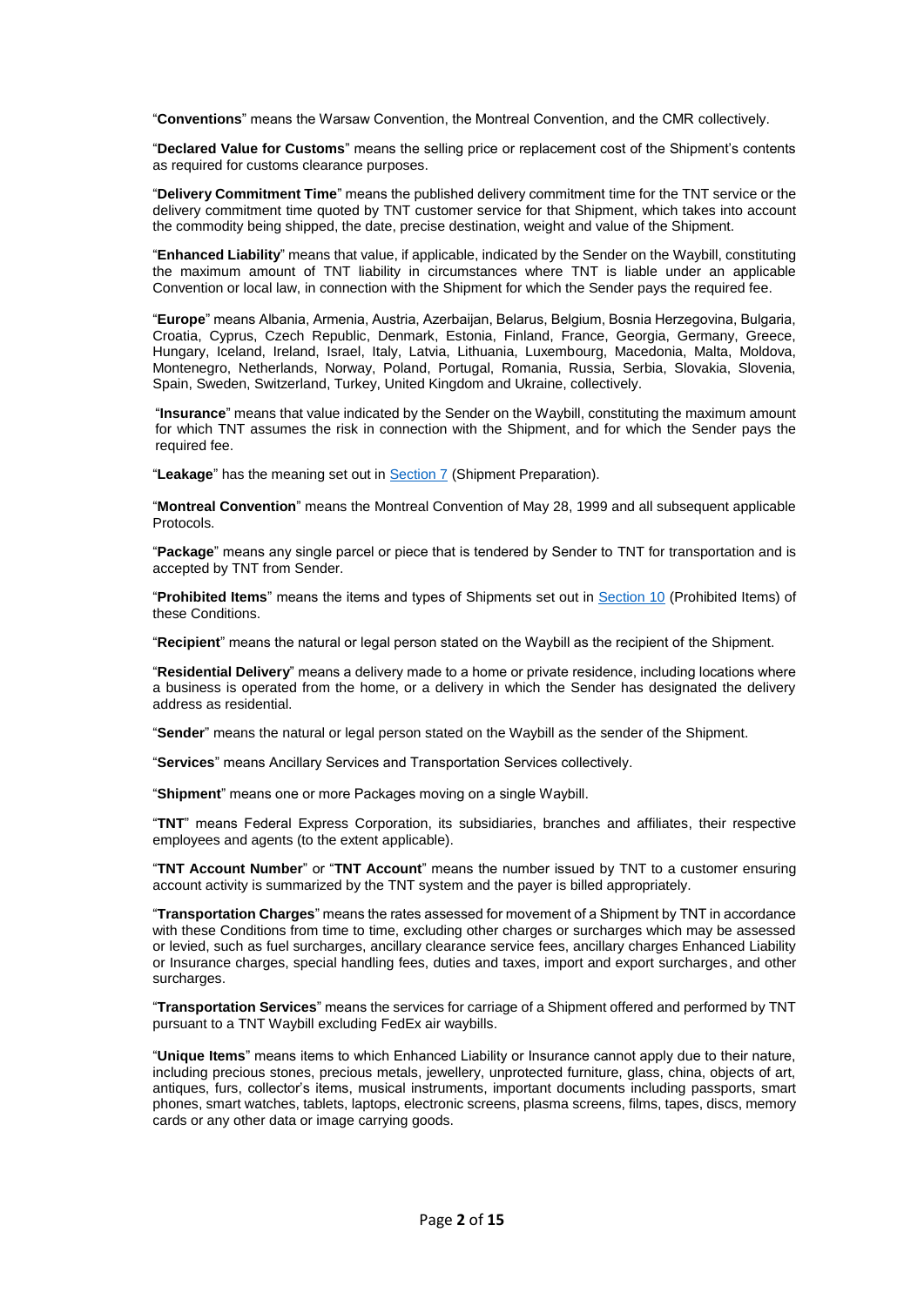"**Conventions**" means the Warsaw Convention, the Montreal Convention, and the CMR collectively.

"**Declared Value for Customs**" means the selling price or replacement cost of the Shipment's contents as required for customs clearance purposes.

"**Delivery Commitment Time**" means the published delivery commitment time for the TNT service or the delivery commitment time quoted by TNT customer service for that Shipment, which takes into account the commodity being shipped, the date, precise destination, weight and value of the Shipment.

"**Enhanced Liability**" means that value, if applicable, indicated by the Sender on the Waybill, constituting the maximum amount of TNT liability in circumstances where TNT is liable under an applicable Convention or local law, in connection with the Shipment for which the Sender pays the required fee.

"**Europe**" means Albania, Armenia, Austria, Azerbaijan, Belarus, Belgium, Bosnia Herzegovina, Bulgaria, Croatia, Cyprus, Czech Republic, Denmark, Estonia, Finland, France, Georgia, Germany, Greece, Hungary, Iceland, Ireland, Israel, Italy, Latvia, Lithuania, Luxembourg, Macedonia, Malta, Moldova, Montenegro, Netherlands, Norway, Poland, Portugal, Romania, Russia, Serbia, Slovakia, Slovenia, Spain, Sweden, Switzerland, Turkey, United Kingdom and Ukraine, collectively.

"**Insurance**" means that value indicated by the Sender on the Waybill, constituting the maximum amount for which TNT assumes the risk in connection with the Shipment, and for which the Sender pays the required fee.

"**Leakage**" has the meaning set out in Section 7 (Shipment Preparation).

"**Montreal Convention**" means the Montreal Convention of May 28, 1999 and all subsequent applicable Protocols.

"**Package**" means any single parcel or piece that is tendered by Sender to TNT for transportation and is accepted by TNT from Sender.

"**Prohibited Items**" means the items and types of Shipments set out in Section 10 (Prohibited Items) of these Conditions.

"**Recipient**" means the natural or legal person stated on the Waybill as the recipient of the Shipment.

"**Residential Delivery**" means a delivery made to a home or private residence, including locations where a business is operated from the home, or a delivery in which the Sender has designated the delivery address as residential.

"**Sender**" means the natural or legal person stated on the Waybill as the sender of the Shipment.

"**Services**" means Ancillary Services and Transportation Services collectively.

"**Shipment**" means one or more Packages moving on a single Waybill.

"**TNT**" means Federal Express Corporation, its subsidiaries, branches and affiliates, their respective employees and agents (to the extent applicable).

"**TNT Account Number**" or "**TNT Account**" means the number issued by TNT to a customer ensuring account activity is summarized by the TNT system and the payer is billed appropriately.

"**Transportation Charges**" means the rates assessed for movement of a Shipment by TNT in accordance with these Conditions from time to time, excluding other charges or surcharges which may be assessed or levied, such as fuel surcharges, ancillary clearance service fees, ancillary charges Enhanced Liability or Insurance charges, special handling fees, duties and taxes, import and export surcharges, and other surcharges.

"**Transportation Services**" means the services for carriage of a Shipment offered and performed by TNT pursuant to a TNT Waybill excluding FedEx air waybills.

"**Unique Items**" means items to which Enhanced Liability or Insurance cannot apply due to their nature, including precious stones, precious metals, jewellery, unprotected furniture, glass, china, objects of art, antiques, furs, collector's items, musical instruments, important documents including passports, smart phones, smart watches, tablets, laptops, electronic screens, plasma screens, films, tapes, discs, memory cards or any other data or image carrying goods.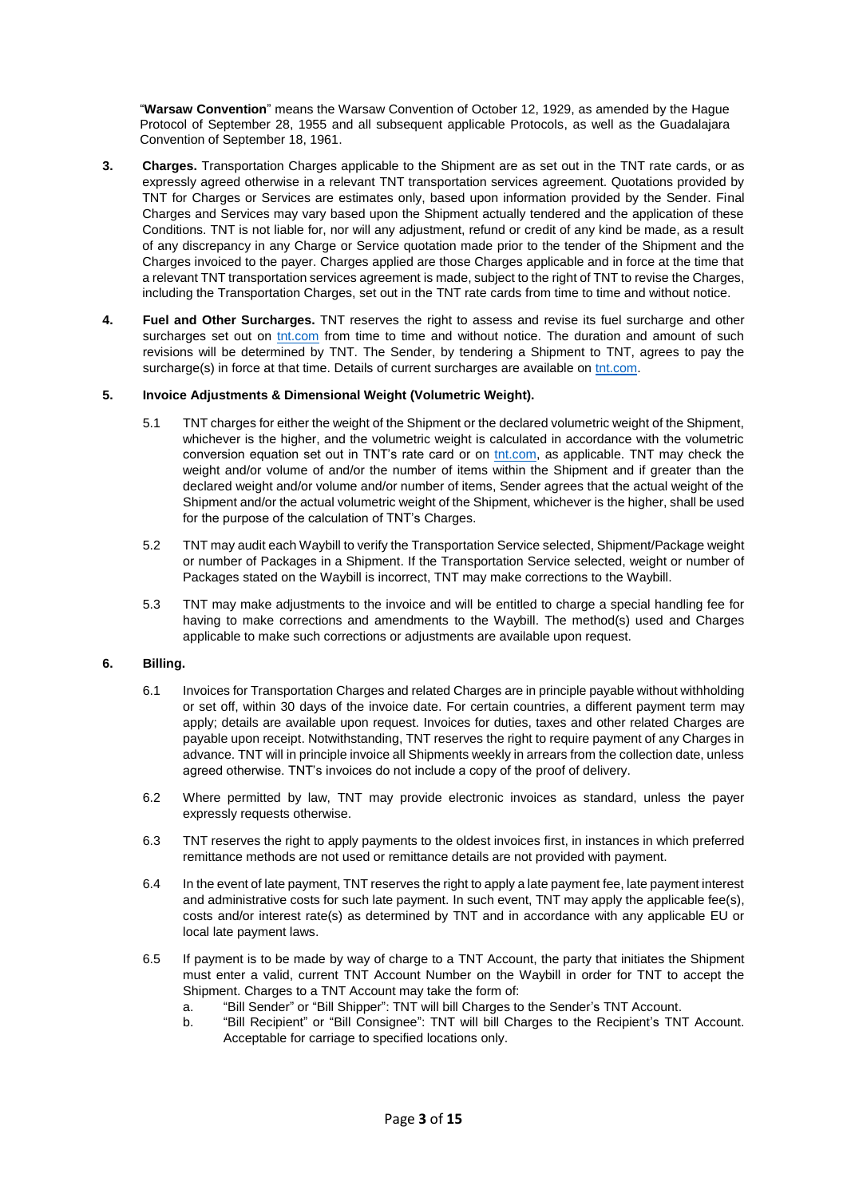"**Warsaw Convention**" means the Warsaw Convention of October 12, 1929, as amended by the Hague Protocol of September 28, 1955 and all subsequent applicable Protocols, as well as the Guadalajara Convention of September 18, 1961.

**3. Charges.** Transportation Charges applicable to the Shipment are as set out in the TNT rate cards, or as expressly agreed otherwise in a relevant TNT transportation services agreement. Quotations provided by TNT for Charges or Services are estimates only, based upon information provided by the Sender. Final Charges and Services may vary based upon the Shipment actually tendered and the application of these Conditions. TNT is not liable for, nor will any adjustment, refund or credit of any kind be made, as a result of any discrepancy in any Charge or Service quotation made prior to the tender of the Shipment and the Charges invoiced to the payer. Charges applied are those Charges applicable and in force at the time that a relevant TNT transportation services agreement is made, subject to the right of TNT to revise the Charges, including the Transportation Charges, set out in the TNT rate cards from time to time and without notice.

**4. Fuel and Other Surcharges.** TNT reserves the right to assess and revise its fuel surcharge and other surcharges set out on tnt.com from time to time and without notice. The duration and amount of such revisions will be determined by TNT. The Sender, by tendering a Shipment to TNT, agrees to pay the surcharge(s) in force at that time. Details of current surcharges are available on tnt.com.

**5. Invoice Adjustments & Dimensional Weight (Volumetric Weight).**

5.1 TNT charges for either the weight of the Shipment or the declared volumetric weight of the Shipment, whichever is the higher, and the volumetric weight is calculated in accordance with the volumetric conversion equation set out in TNT's rate card or on tnt.com, as applicable. TNT may check the weight and/or volume of and/or the number of items within the Shipment and if greater than the declared weight and/or volume and/or number of items, Sender agrees that the actual weight of the Shipment and/or the actual volumetric weight of the Shipment, whichever is the higher, shall be used for the purpose of the calculation of TNT's Charges.

5.2 TNT may audit each Waybill to verify the Transportation Service selected, Shipment/Package weight or number of Packages in a Shipment. If the Transportation Service selected, weight or number of Packages stated on the Waybill is incorrect, TNT may make corrections to the Waybill.

5.3 TNT may make adjustments to the invoice and will be entitled to charge a special handling fee for having to make corrections and amendments to the Waybill. The method(s) used and Charges applicable to make such corrections or adjustments are available upon request.

**6. Billing.**

6.1 Invoices for Transportation Charges and related Charges are in principle payable without withholding or set off, within 30 days of the invoice date. For certain countries, a different payment term may apply; details are available upon request. Invoices for duties, taxes and other related Charges are payable upon receipt. Notwithstanding, TNT reserves the right to require payment of any Charges in advance. TNT will in principle invoice all Shipments weekly in arrears from the collection date, unless agreed otherwise. TNT's invoices do not include a copy of the proof of delivery.

6.2 Where permitted by law, TNT may provide electronic invoices as standard, unless the payer expressly requests otherwise.

6.3 TNT reserves the right to apply payments to the oldest invoices first, in instances in which preferred remittance methods are not used or remittance details are not provided with payment.

6.4 In the event of late payment, TNT reserves the right to apply a late payment fee, late payment interest and administrative costs for such late payment. In such event, TNT may apply the applicable fee(s), costs and/or interest rate(s) as determined by TNT and in accordance with any applicable EU or local late payment laws.

6.5 If payment is to be made by way of charge to a TNT Account, the party that initiates the Shipment must enter a valid, current TNT Account Number on the Waybill in order for TNT to accept the Shipment. Charges to a TNT Account may take the form of:

a. "Bill Sender" or "Bill Shipper": TNT will bill Charges to the Sender's TNT Account.

b. "Bill Recipient" or "Bill Consignee": TNT will bill Charges to the Recipient's TNT Account. Acceptable for carriage to specified locations only.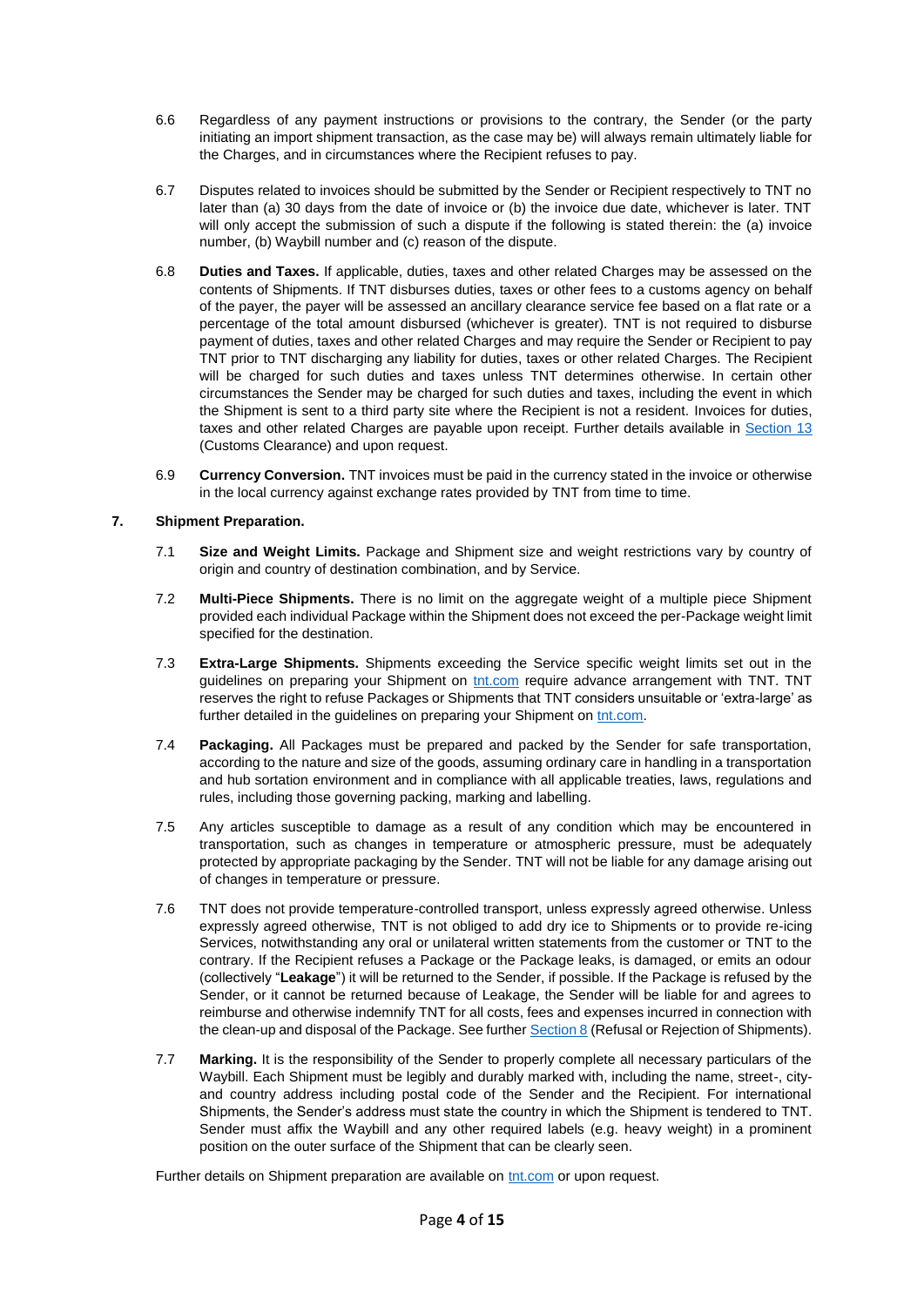6.6 Regardless of any payment instructions or provisions to the contrary, the Sender (or the party initiating an import shipment transaction, as the case may be) will always remain ultimately liable for the Charges, and in circumstances where the Recipient refuses to pay.

6.7 Disputes related to invoices should be submitted by the Sender or Recipient respectively to TNT no later than (a) 30 days from the date of invoice or (b) the invoice due date, whichever is later. TNT will only accept the submission of such a dispute if the following is stated therein: the (a) invoice number, (b) Waybill number and (c) reason of the dispute.

6.8 **Duties and Taxes.** If applicable, duties, taxes and other related Charges may be assessed on the contents of Shipments. If TNT disburses duties, taxes or other fees to a customs agency on behalf of the payer, the payer will be assessed an ancillary clearance service fee based on a flat rate or a percentage of the total amount disbursed (whichever is greater). TNT is not required to disburse payment of duties, taxes and other related Charges and may require the Sender or Recipient to pay TNT prior to TNT discharging any liability for duties, taxes or other related Charges. The Recipient will be charged for such duties and taxes unless TNT determines otherwise. In certain other circumstances the Sender may be charged for such duties and taxes, including the event in which the Shipment is sent to a third party site where the Recipient is not a resident. Invoices for duties, taxes and other related Charges are payable upon receipt. Further details available in [Section 13](#) (Customs Clearance) and upon request.

6.9 **Currency Conversion.** TNT invoices must be paid in the currency stated in the invoice or otherwise in the local currency against exchange rates provided by TNT from time to time.

## 7. Shipment Preparation.

7.1 **Size and Weight Limits.** Package and Shipment size and weight restrictions vary by country of origin and country of destination combination, and by Service.

7.2 **Multi-Piece Shipments.** There is no limit on the aggregate weight of a multiple piece Shipment provided each individual Package within the Shipment does not exceed the per-Package weight limit specified for the destination.

7.3 **Extra-Large Shipments.** Shipments exceeding the Service specific weight limits set out in the guidelines on preparing your Shipment on [tnt.com](#) require advance arrangement with TNT. TNT reserves the right to refuse Packages or Shipments that TNT considers unsuitable or 'extra-large' as further detailed in the guidelines on preparing your Shipment on [tnt.com](#).

7.4 **Packaging.** All Packages must be prepared and packed by the Sender for safe transportation, according to the nature and size of the goods, assuming ordinary care in handling in a transportation and hub sortation environment and in compliance with all applicable treaties, laws, regulations and rules, including those governing packing, marking and labelling.

7.5 Any articles susceptible to damage as a result of any condition which may be encountered in transportation, such as changes in temperature or atmospheric pressure, must be adequately protected by appropriate packaging by the Sender. TNT will not be liable for any damage arising out of changes in temperature or pressure.

7.6 TNT does not provide temperature-controlled transport, unless expressly agreed otherwise. Unless expressly agreed otherwise, TNT is not obliged to add dry ice to Shipments or to provide re-icing Services, notwithstanding any oral or unilateral written statements from the customer or TNT to the contrary. If the Recipient refuses a Package or the Package leaks, is damaged, or emits an odour (collectively "**Leakage**") it will be returned to the Sender, if possible. If the Package is refused by the Sender, or it cannot be returned because of Leakage, the Sender will be liable for and agrees to reimburse and otherwise indemnify TNT for all costs, fees and expenses incurred in connection with the clean-up and disposal of the Package. See further [Section 8](#) (Refusal or Rejection of Shipments).

7.7 **Marking.** It is the responsibility of the Sender to properly complete all necessary particulars of the Waybill. Each Shipment must be legibly and durably marked with, including the name, street-, city- and country address including postal code of the Sender and the Recipient. For international Shipments, the Sender's address must state the country in which the Shipment is tendered to TNT. Sender must affix the Waybill and any other required labels (e.g. heavy weight) in a prominent position on the outer surface of the Shipment that can be clearly seen.

Further details on Shipment preparation are available on [tnt.com](#) or upon request.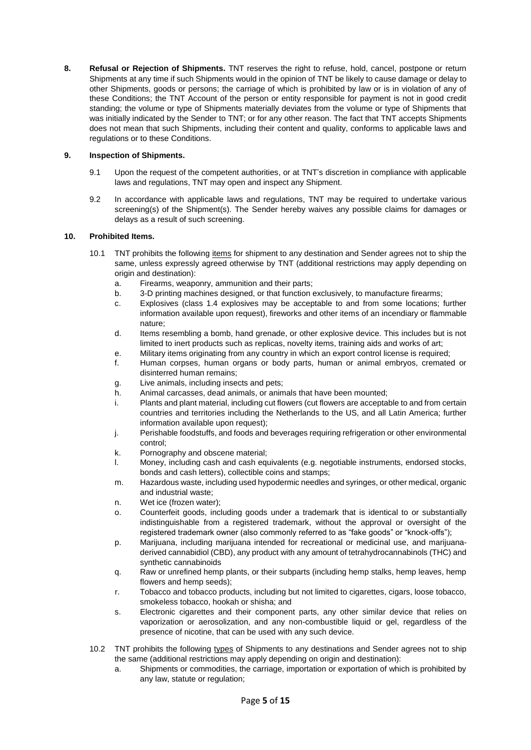**8. Refusal or Rejection of Shipments.** TNT reserves the right to refuse, hold, cancel, postpone or return Shipments at any time if such Shipments would in the opinion of TNT be likely to cause damage or delay to other Shipments, goods or persons; the carriage of which is prohibited by law or is in violation of any of these Conditions; the TNT Account of the person or entity responsible for payment is not in good credit standing; the volume or type of Shipments materially deviates from the volume or type of Shipments that was initially indicated by the Sender to TNT; or for any other reason. The fact that TNT accepts Shipments does not mean that such Shipments, including their content and quality, conforms to applicable laws and regulations or to these Conditions.

**9. Inspection of Shipments.**

9.1 Upon the request of the competent authorities, or at TNT's discretion in compliance with applicable laws and regulations, TNT may open and inspect any Shipment.

9.2 In accordance with applicable laws and regulations, TNT may be required to undertake various screening(s) of the Shipment(s). The Sender hereby waives any possible claims for damages or delays as a result of such screening.

**10. Prohibited Items.**

10.1 TNT prohibits the following items for shipment to any destination and Sender agrees not to ship the same, unless expressly agreed otherwise by TNT (additional restrictions may apply depending on origin and destination):

a. Firearms, weaponry, ammunition and their parts;
b. 3-D printing machines designed, or that function exclusively, to manufacture firearms;
c. Explosives (class 1.4 explosives may be acceptable to and from some locations; further information available upon request), fireworks and other items of an incendiary or flammable nature;
d. Items resembling a bomb, hand grenade, or other explosive device. This includes but is not limited to inert products such as replicas, novelty items, training aids and works of art;
e. Military items originating from any country in which an export control license is required;
f. Human corpses, human organs or body parts, human or animal embryos, cremated or disinterred human remains;
g. Live animals, including insects and pets;
h. Animal carcasses, dead animals, or animals that have been mounted;
i. Plants and plant material, including cut flowers (cut flowers are acceptable to and from certain countries and territories including the Netherlands to the US, and all Latin America; further information available upon request);
j. Perishable foodstuffs, and foods and beverages requiring refrigeration or other environmental control;
k. Pornography and obscene material;
l. Money, including cash and cash equivalents (e.g. negotiable instruments, endorsed stocks, bonds and cash letters), collectible coins and stamps;
m. Hazardous waste, including used hypodermic needles and syringes, or other medical, organic and industrial waste;
n. Wet ice (frozen water);
o. Counterfeit goods, including goods under a trademark that is identical to or substantially indistinguishable from a registered trademark, without the approval or oversight of the registered trademark owner (also commonly referred to as "fake goods" or "knock-offs");
p. Marijuana, including marijuana intended for recreational or medicinal use, and marijuana-derived cannabidiol (CBD), any product with any amount of tetrahydrocannabinols (THC) and synthetic cannabinoids
q. Raw or unrefined hemp plants, or their subparts (including hemp stalks, hemp leaves, hemp flowers and hemp seeds);
r. Tobacco and tobacco products, including but not limited to cigarettes, cigars, loose tobacco, smokeless tobacco, hookah or shisha; and
s. Electronic cigarettes and their component parts, any other similar device that relies on vaporization or aerosolization, and any non-combustible liquid or gel, regardless of the presence of nicotine, that can be used with any such device.

10.2 TNT prohibits the following types of Shipments to any destinations and Sender agrees not to ship the same (additional restrictions may apply depending on origin and destination):

a. Shipments or commodities, the carriage, importation or exportation of which is prohibited by any law, statute or regulation;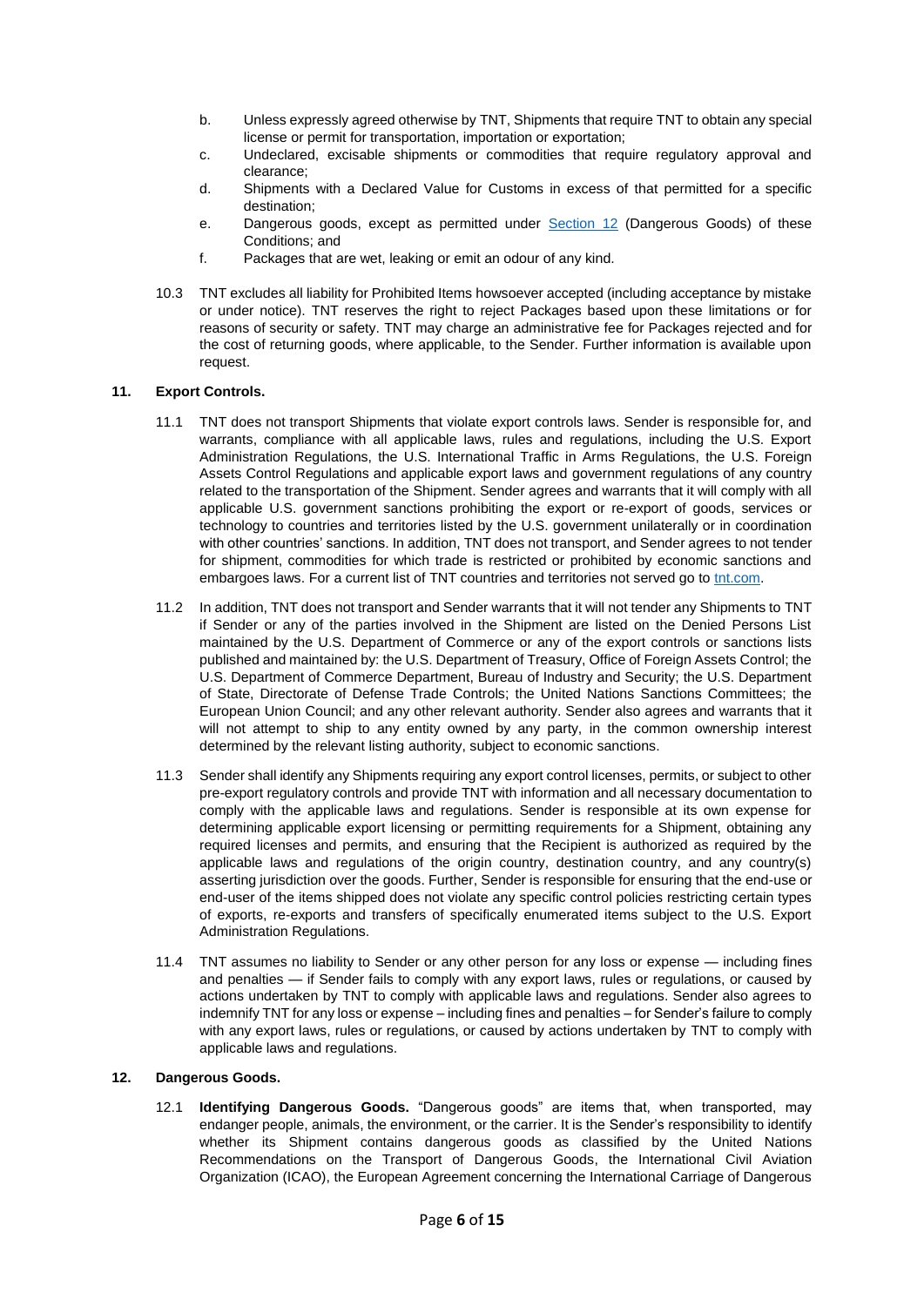b. Unless expressly agreed otherwise by TNT, Shipments that require TNT to obtain any special license or permit for transportation, importation or exportation;

c. Undeclared, excisable shipments or commodities that require regulatory approval and clearance;

d. Shipments with a Declared Value for Customs in excess of that permitted for a specific destination;

e. Dangerous goods, except as permitted under Section 12 (Dangerous Goods) of these Conditions; and

f. Packages that are wet, leaking or emit an odour of any kind.

10.3 TNT excludes all liability for Prohibited Items howsoever accepted (including acceptance by mistake or under notice). TNT reserves the right to reject Packages based upon these limitations or for reasons of security or safety. TNT may charge an administrative fee for Packages rejected and for the cost of returning goods, where applicable, to the Sender. Further information is available upon request.

## 11. Export Controls.

11.1 TNT does not transport Shipments that violate export controls laws. Sender is responsible for, and warrants, compliance with all applicable laws, rules and regulations, including the U.S. Export Administration Regulations, the U.S. International Traffic in Arms Regulations, the U.S. Foreign Assets Control Regulations and applicable export laws and government regulations of any country related to the transportation of the Shipment. Sender agrees and warrants that it will comply with all applicable U.S. government sanctions prohibiting the export or re-export of goods, services or technology to countries and territories listed by the U.S. government unilaterally or in coordination with other countries' sanctions. In addition, TNT does not transport, and Sender agrees to not tender for shipment, commodities for which trade is restricted or prohibited by economic sanctions and embargoes laws. For a current list of TNT countries and territories not served go to tnt.com.

11.2 In addition, TNT does not transport and Sender warrants that it will not tender any Shipments to TNT if Sender or any of the parties involved in the Shipment are listed on the Denied Persons List maintained by the U.S. Department of Commerce or any of the export controls or sanctions lists published and maintained by: the U.S. Department of Treasury, Office of Foreign Assets Control; the U.S. Department of Commerce Department, Bureau of Industry and Security; the U.S. Department of State, Directorate of Defense Trade Controls; the United Nations Sanctions Committees; the European Union Council; and any other relevant authority. Sender also agrees and warrants that it will not attempt to ship to any entity owned by any party, in the common ownership interest determined by the relevant listing authority, subject to economic sanctions.

11.3 Sender shall identify any Shipments requiring any export control licenses, permits, or subject to other pre-export regulatory controls and provide TNT with information and all necessary documentation to comply with the applicable laws and regulations. Sender is responsible at its own expense for determining applicable export licensing or permitting requirements for a Shipment, obtaining any required licenses and permits, and ensuring that the Recipient is authorized as required by the applicable laws and regulations of the origin country, destination country, and any country(s) asserting jurisdiction over the goods. Further, Sender is responsible for ensuring that the end-use or end-user of the items shipped does not violate any specific control policies restricting certain types of exports, re-exports and transfers of specifically enumerated items subject to the U.S. Export Administration Regulations.

11.4 TNT assumes no liability to Sender or any other person for any loss or expense — including fines and penalties — if Sender fails to comply with any export laws, rules or regulations, or caused by actions undertaken by TNT to comply with applicable laws and regulations. Sender also agrees to indemnify TNT for any loss or expense – including fines and penalties – for Sender's failure to comply with any export laws, rules or regulations, or caused by actions undertaken by TNT to comply with applicable laws and regulations.

## 12. Dangerous Goods.

12.1 **Identifying Dangerous Goods.** "Dangerous goods" are items that, when transported, may endanger people, animals, the environment, or the carrier. It is the Sender's responsibility to identify whether its Shipment contains dangerous goods as classified by the United Nations Recommendations on the Transport of Dangerous Goods, the International Civil Aviation Organization (ICAO), the European Agreement concerning the International Carriage of Dangerous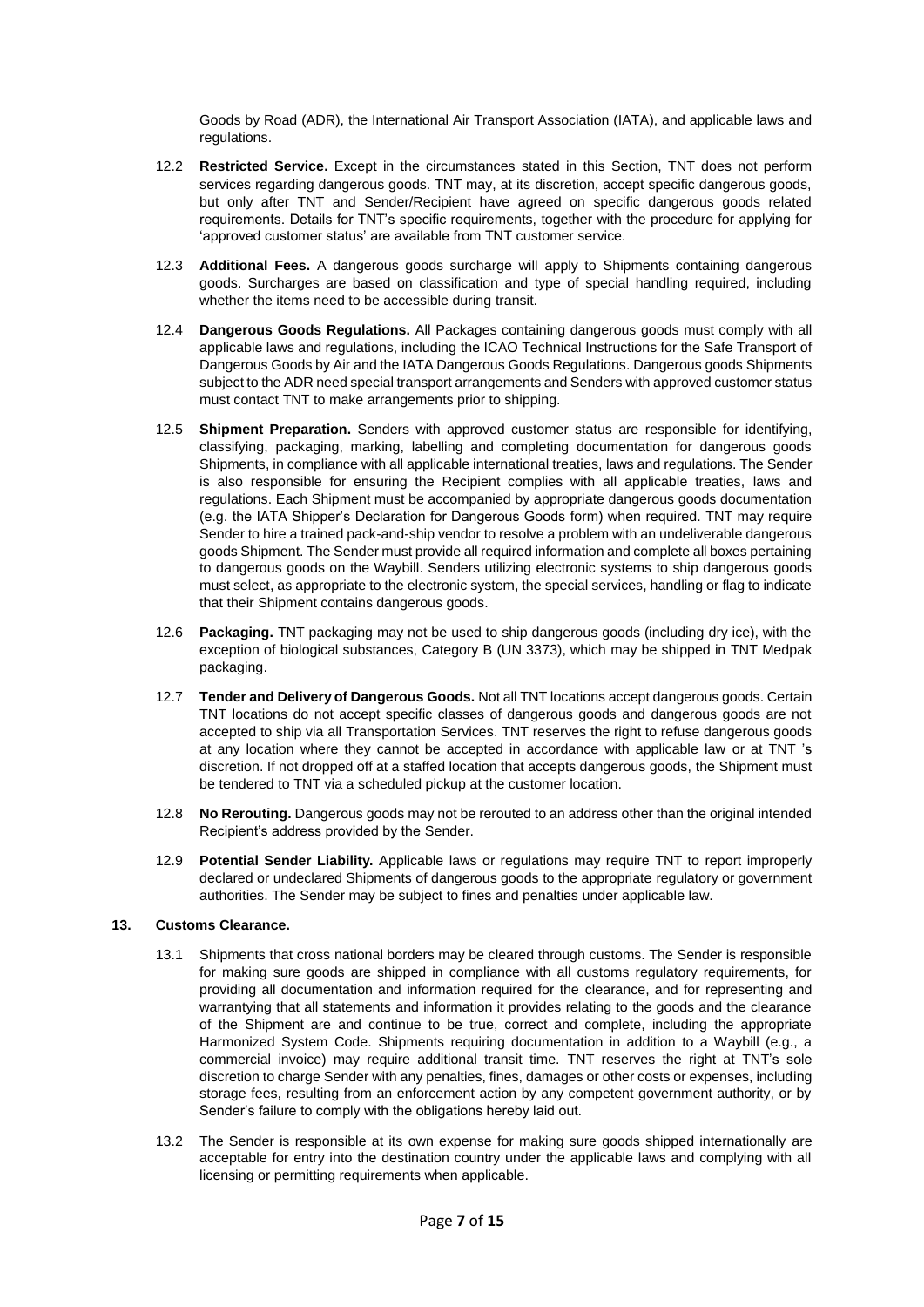Goods by Road (ADR), the International Air Transport Association (IATA), and applicable laws and regulations.

12.2 **Restricted Service.** Except in the circumstances stated in this Section, TNT does not perform services regarding dangerous goods. TNT may, at its discretion, accept specific dangerous goods, but only after TNT and Sender/Recipient have agreed on specific dangerous goods related requirements. Details for TNT's specific requirements, together with the procedure for applying for 'approved customer status' are available from TNT customer service.

12.3 **Additional Fees.** A dangerous goods surcharge will apply to Shipments containing dangerous goods. Surcharges are based on classification and type of special handling required, including whether the items need to be accessible during transit.

12.4 **Dangerous Goods Regulations.** All Packages containing dangerous goods must comply with all applicable laws and regulations, including the ICAO Technical Instructions for the Safe Transport of Dangerous Goods by Air and the IATA Dangerous Goods Regulations. Dangerous goods Shipments subject to the ADR need special transport arrangements and Senders with approved customer status must contact TNT to make arrangements prior to shipping.

12.5 **Shipment Preparation.** Senders with approved customer status are responsible for identifying, classifying, packaging, marking, labelling and completing documentation for dangerous goods Shipments, in compliance with all applicable international treaties, laws and regulations. The Sender is also responsible for ensuring the Recipient complies with all applicable treaties, laws and regulations. Each Shipment must be accompanied by appropriate dangerous goods documentation (e.g. the IATA Shipper's Declaration for Dangerous Goods form) when required. TNT may require Sender to hire a trained pack-and-ship vendor to resolve a problem with an undeliverable dangerous goods Shipment. The Sender must provide all required information and complete all boxes pertaining to dangerous goods on the Waybill. Senders utilizing electronic systems to ship dangerous goods must select, as appropriate to the electronic system, the special services, handling or flag to indicate that their Shipment contains dangerous goods.

12.6 **Packaging.** TNT packaging may not be used to ship dangerous goods (including dry ice), with the exception of biological substances, Category B (UN 3373), which may be shipped in TNT Medpak packaging.

12.7 **Tender and Delivery of Dangerous Goods.** Not all TNT locations accept dangerous goods. Certain TNT locations do not accept specific classes of dangerous goods and dangerous goods are not accepted to ship via all Transportation Services. TNT reserves the right to refuse dangerous goods at any location where they cannot be accepted in accordance with applicable law or at TNT 's discretion. If not dropped off at a staffed location that accepts dangerous goods, the Shipment must be tendered to TNT via a scheduled pickup at the customer location.

12.8 **No Rerouting.** Dangerous goods may not be rerouted to an address other than the original intended Recipient's address provided by the Sender.

12.9 **Potential Sender Liability.** Applicable laws or regulations may require TNT to report improperly declared or undeclared Shipments of dangerous goods to the appropriate regulatory or government authorities. The Sender may be subject to fines and penalties under applicable law.

## 13. Customs Clearance.

13.1 Shipments that cross national borders may be cleared through customs. The Sender is responsible for making sure goods are shipped in compliance with all customs regulatory requirements, for providing all documentation and information required for the clearance, and for representing and warrantying that all statements and information it provides relating to the goods and the clearance of the Shipment are and continue to be true, correct and complete, including the appropriate Harmonized System Code. Shipments requiring documentation in addition to a Waybill (e.g., a commercial invoice) may require additional transit time. TNT reserves the right at TNT's sole discretion to charge Sender with any penalties, fines, damages or other costs or expenses, including storage fees, resulting from an enforcement action by any competent government authority, or by Sender's failure to comply with the obligations hereby laid out.

13.2 The Sender is responsible at its own expense for making sure goods shipped internationally are acceptable for entry into the destination country under the applicable laws and complying with all licensing or permitting requirements when applicable.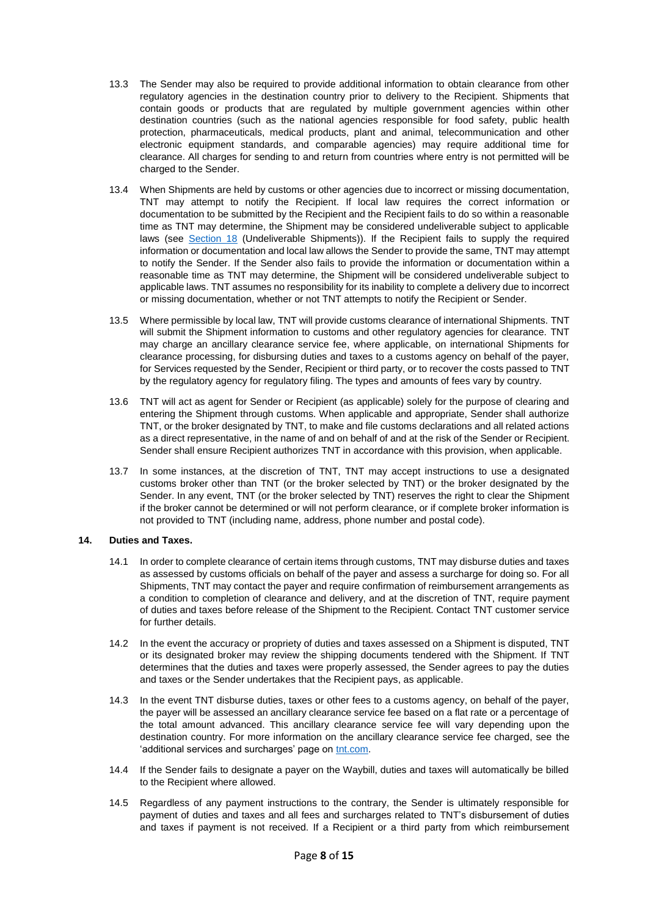13.3 The Sender may also be required to provide additional information to obtain clearance from other regulatory agencies in the destination country prior to delivery to the Recipient. Shipments that contain goods or products that are regulated by multiple government agencies within other destination countries (such as the national agencies responsible for food safety, public health protection, pharmaceuticals, medical products, plant and animal, telecommunication and other electronic equipment standards, and comparable agencies) may require additional time for clearance. All charges for sending to and return from countries where entry is not permitted will be charged to the Sender.

13.4 When Shipments are held by customs or other agencies due to incorrect or missing documentation, TNT may attempt to notify the Recipient. If local law requires the correct information or documentation to be submitted by the Recipient and the Recipient fails to do so within a reasonable time as TNT may determine, the Shipment may be considered undeliverable subject to applicable laws (see Section 18 (Undeliverable Shipments)). If the Recipient fails to supply the required information or documentation and local law allows the Sender to provide the same, TNT may attempt to notify the Sender. If the Sender also fails to provide the information or documentation within a reasonable time as TNT may determine, the Shipment will be considered undeliverable subject to applicable laws. TNT assumes no responsibility for its inability to complete a delivery due to incorrect or missing documentation, whether or not TNT attempts to notify the Recipient or Sender.

13.5 Where permissible by local law, TNT will provide customs clearance of international Shipments. TNT will submit the Shipment information to customs and other regulatory agencies for clearance. TNT may charge an ancillary clearance service fee, where applicable, on international Shipments for clearance processing, for disbursing duties and taxes to a customs agency on behalf of the payer, for Services requested by the Sender, Recipient or third party, or to recover the costs passed to TNT by the regulatory agency for regulatory filing. The types and amounts of fees vary by country.

13.6 TNT will act as agent for Sender or Recipient (as applicable) solely for the purpose of clearing and entering the Shipment through customs. When applicable and appropriate, Sender shall authorize TNT, or the broker designated by TNT, to make and file customs declarations and all related actions as a direct representative, in the name of and on behalf of and at the risk of the Sender or Recipient. Sender shall ensure Recipient authorizes TNT in accordance with this provision, when applicable.

13.7 In some instances, at the discretion of TNT, TNT may accept instructions to use a designated customs broker other than TNT (or the broker selected by TNT) or the broker designated by the Sender. In any event, TNT (or the broker selected by TNT) reserves the right to clear the Shipment if the broker cannot be determined or will not perform clearance, or if complete broker information is not provided to TNT (including name, address, phone number and postal code).

## 14. Duties and Taxes.

14.1 In order to complete clearance of certain items through customs, TNT may disburse duties and taxes as assessed by customs officials on behalf of the payer and assess a surcharge for doing so. For all Shipments, TNT may contact the payer and require confirmation of reimbursement arrangements as a condition to completion of clearance and delivery, and at the discretion of TNT, require payment of duties and taxes before release of the Shipment to the Recipient. Contact TNT customer service for further details.

14.2 In the event the accuracy or propriety of duties and taxes assessed on a Shipment is disputed, TNT or its designated broker may review the shipping documents tendered with the Shipment. If TNT determines that the duties and taxes were properly assessed, the Sender agrees to pay the duties and taxes or the Sender undertakes that the Recipient pays, as applicable.

14.3 In the event TNT disburse duties, taxes or other fees to a customs agency, on behalf of the payer, the payer will be assessed an ancillary clearance service fee based on a flat rate or a percentage of the total amount advanced. This ancillary clearance service fee will vary depending upon the destination country. For more information on the ancillary clearance service fee charged, see the 'additional services and surcharges' page on tnt.com.

14.4 If the Sender fails to designate a payer on the Waybill, duties and taxes will automatically be billed to the Recipient where allowed.

14.5 Regardless of any payment instructions to the contrary, the Sender is ultimately responsible for payment of duties and taxes and all fees and surcharges related to TNT's disbursement of duties and taxes if payment is not received. If a Recipient or a third party from which reimbursement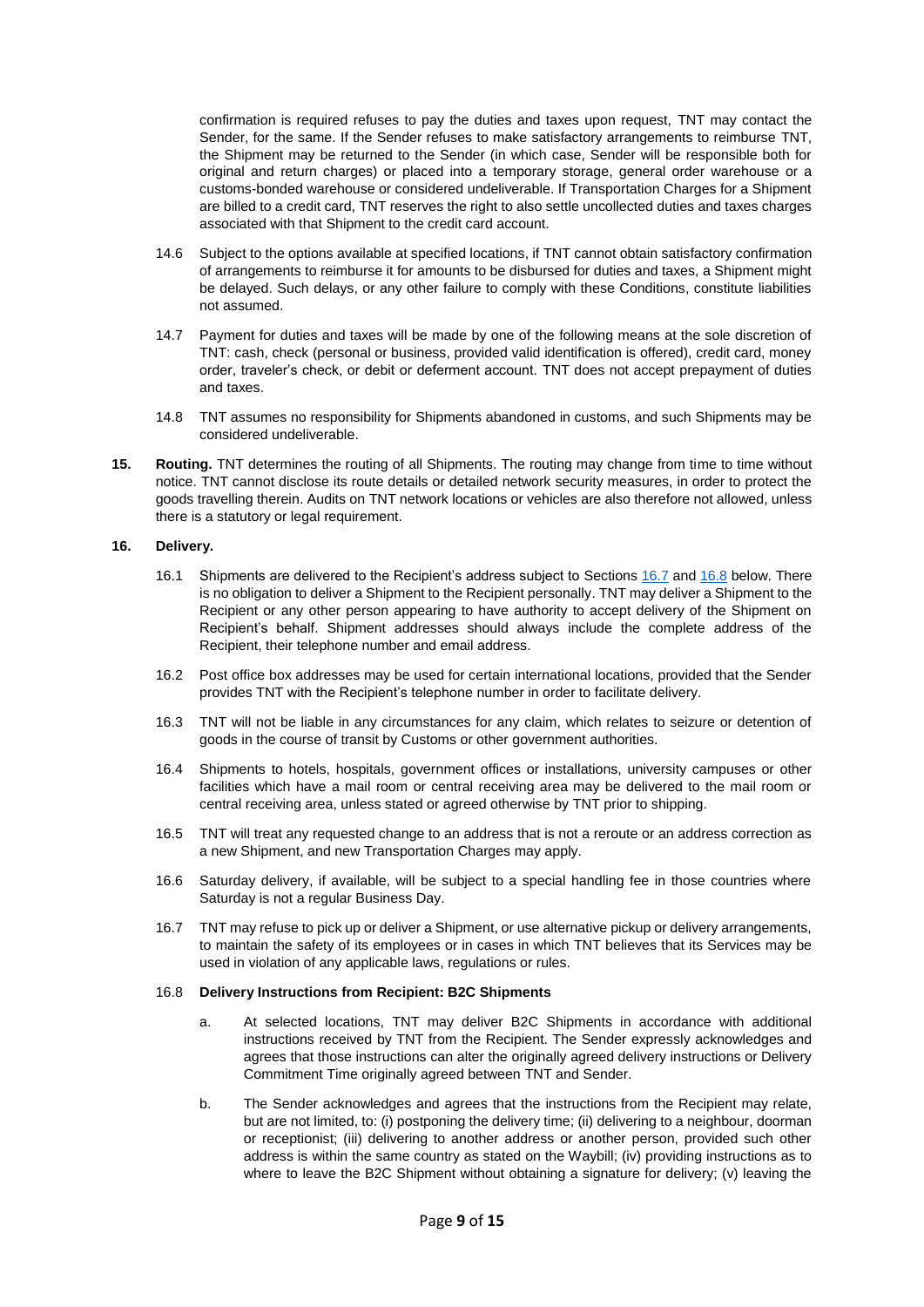confirmation is required refuses to pay the duties and taxes upon request, TNT may contact the Sender, for the same. If the Sender refuses to make satisfactory arrangements to reimburse TNT, the Shipment may be returned to the Sender (in which case, Sender will be responsible both for original and return charges) or placed into a temporary storage, general order warehouse or a customs-bonded warehouse or considered undeliverable. If Transportation Charges for a Shipment are billed to a credit card, TNT reserves the right to also settle uncollected duties and taxes charges associated with that Shipment to the credit card account.

14.6 Subject to the options available at specified locations, if TNT cannot obtain satisfactory confirmation of arrangements to reimburse it for amounts to be disbursed for duties and taxes, a Shipment might be delayed. Such delays, or any other failure to comply with these Conditions, constitute liabilities not assumed.

14.7 Payment for duties and taxes will be made by one of the following means at the sole discretion of TNT: cash, check (personal or business, provided valid identification is offered), credit card, money order, traveler's check, or debit or deferment account. TNT does not accept prepayment of duties and taxes.

14.8 TNT assumes no responsibility for Shipments abandoned in customs, and such Shipments may be considered undeliverable.

**15. Routing.** TNT determines the routing of all Shipments. The routing may change from time to time without notice. TNT cannot disclose its route details or detailed network security measures, in order to protect the goods travelling therein. Audits on TNT network locations or vehicles are also therefore not allowed, unless there is a statutory or legal requirement.

**16. Delivery.**

16.1 Shipments are delivered to the Recipient's address subject to Sections 16.7 and 16.8 below. There is no obligation to deliver a Shipment to the Recipient personally. TNT may deliver a Shipment to the Recipient or any other person appearing to have authority to accept delivery of the Shipment on Recipient's behalf. Shipment addresses should always include the complete address of the Recipient, their telephone number and email address.

16.2 Post office box addresses may be used for certain international locations, provided that the Sender provides TNT with the Recipient's telephone number in order to facilitate delivery.

16.3 TNT will not be liable in any circumstances for any claim, which relates to seizure or detention of goods in the course of transit by Customs or other government authorities.

16.4 Shipments to hotels, hospitals, government offices or installations, university campuses or other facilities which have a mail room or central receiving area may be delivered to the mail room or central receiving area, unless stated or agreed otherwise by TNT prior to shipping.

16.5 TNT will treat any requested change to an address that is not a reroute or an address correction as a new Shipment, and new Transportation Charges may apply.

16.6 Saturday delivery, if available, will be subject to a special handling fee in those countries where Saturday is not a regular Business Day.

16.7 TNT may refuse to pick up or deliver a Shipment, or use alternative pickup or delivery arrangements, to maintain the safety of its employees or in cases in which TNT believes that its Services may be used in violation of any applicable laws, regulations or rules.

16.8 **Delivery Instructions from Recipient: B2C Shipments**

a. At selected locations, TNT may deliver B2C Shipments in accordance with additional instructions received by TNT from the Recipient. The Sender expressly acknowledges and agrees that those instructions can alter the originally agreed delivery instructions or Delivery Commitment Time originally agreed between TNT and Sender.

b. The Sender acknowledges and agrees that the instructions from the Recipient may relate, but are not limited, to: (i) postponing the delivery time; (ii) delivering to a neighbour, doorman or receptionist; (iii) delivering to another address or another person, provided such other address is within the same country as stated on the Waybill; (iv) providing instructions as to where to leave the B2C Shipment without obtaining a signature for delivery; (v) leaving the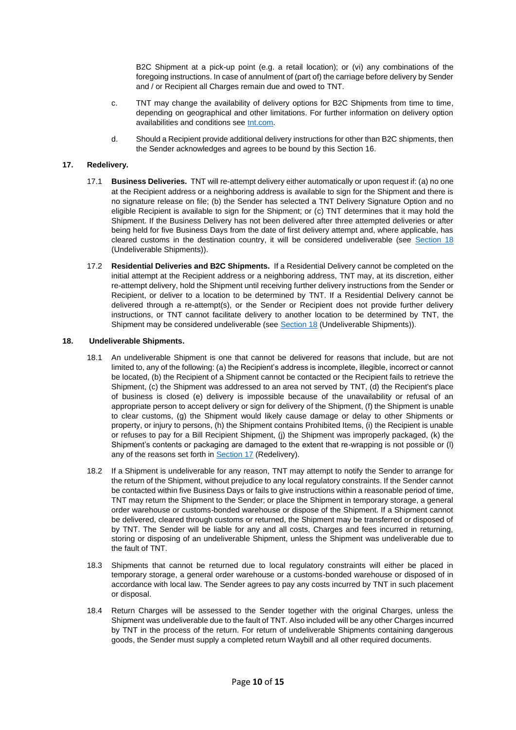B2C Shipment at a pick-up point (e.g. a retail location); or (vi) any combinations of the foregoing instructions. In case of annulment of (part of) the carriage before delivery by Sender and / or Recipient all Charges remain due and owed to TNT.

c. TNT may change the availability of delivery options for B2C Shipments from time to time, depending on geographical and other limitations. For further information on delivery option availabilities and conditions see tnt.com.

d. Should a Recipient provide additional delivery instructions for other than B2C shipments, then the Sender acknowledges and agrees to be bound by this Section 16.

## 17. Redelivery.

17.1 **Business Deliveries.** TNT will re-attempt delivery either automatically or upon request if: (a) no one at the Recipient address or a neighboring address is available to sign for the Shipment and there is no signature release on file; (b) the Sender has selected a TNT Delivery Signature Option and no eligible Recipient is available to sign for the Shipment; or (c) TNT determines that it may hold the Shipment. If the Business Delivery has not been delivered after three attempted deliveries or after being held for five Business Days from the date of first delivery attempt and, where applicable, has cleared customs in the destination country, it will be considered undeliverable (see Section 18 (Undeliverable Shipments)).

17.2 **Residential Deliveries and B2C Shipments.** If a Residential Delivery cannot be completed on the initial attempt at the Recipient address or a neighboring address, TNT may, at its discretion, either re-attempt delivery, hold the Shipment until receiving further delivery instructions from the Sender or Recipient, or deliver to a location to be determined by TNT. If a Residential Delivery cannot be delivered through a re-attempt(s), or the Sender or Recipient does not provide further delivery instructions, or TNT cannot facilitate delivery to another location to be determined by TNT, the Shipment may be considered undeliverable (see Section 18 (Undeliverable Shipments)).

## 18. Undeliverable Shipments.

18.1 An undeliverable Shipment is one that cannot be delivered for reasons that include, but are not limited to, any of the following: (a) the Recipient's address is incomplete, illegible, incorrect or cannot be located, (b) the Recipient of a Shipment cannot be contacted or the Recipient fails to retrieve the Shipment, (c) the Shipment was addressed to an area not served by TNT, (d) the Recipient's place of business is closed (e) delivery is impossible because of the unavailability or refusal of an appropriate person to accept delivery or sign for delivery of the Shipment, (f) the Shipment is unable to clear customs, (g) the Shipment would likely cause damage or delay to other Shipments or property, or injury to persons, (h) the Shipment contains Prohibited Items, (i) the Recipient is unable or refuses to pay for a Bill Recipient Shipment, (j) the Shipment was improperly packaged, (k) the Shipment's contents or packaging are damaged to the extent that re-wrapping is not possible or (l) any of the reasons set forth in Section 17 (Redelivery).

18.2 If a Shipment is undeliverable for any reason, TNT may attempt to notify the Sender to arrange for the return of the Shipment, without prejudice to any local regulatory constraints. If the Sender cannot be contacted within five Business Days or fails to give instructions within a reasonable period of time, TNT may return the Shipment to the Sender; or place the Shipment in temporary storage, a general order warehouse or customs-bonded warehouse or dispose of the Shipment. If a Shipment cannot be delivered, cleared through customs or returned, the Shipment may be transferred or disposed of by TNT. The Sender will be liable for any and all costs, Charges and fees incurred in returning, storing or disposing of an undeliverable Shipment, unless the Shipment was undeliverable due to the fault of TNT.

18.3 Shipments that cannot be returned due to local regulatory constraints will either be placed in temporary storage, a general order warehouse or a customs-bonded warehouse or disposed of in accordance with local law. The Sender agrees to pay any costs incurred by TNT in such placement or disposal.

18.4 Return Charges will be assessed to the Sender together with the original Charges, unless the Shipment was undeliverable due to the fault of TNT. Also included will be any other Charges incurred by TNT in the process of the return. For return of undeliverable Shipments containing dangerous goods, the Sender must supply a completed return Waybill and all other required documents.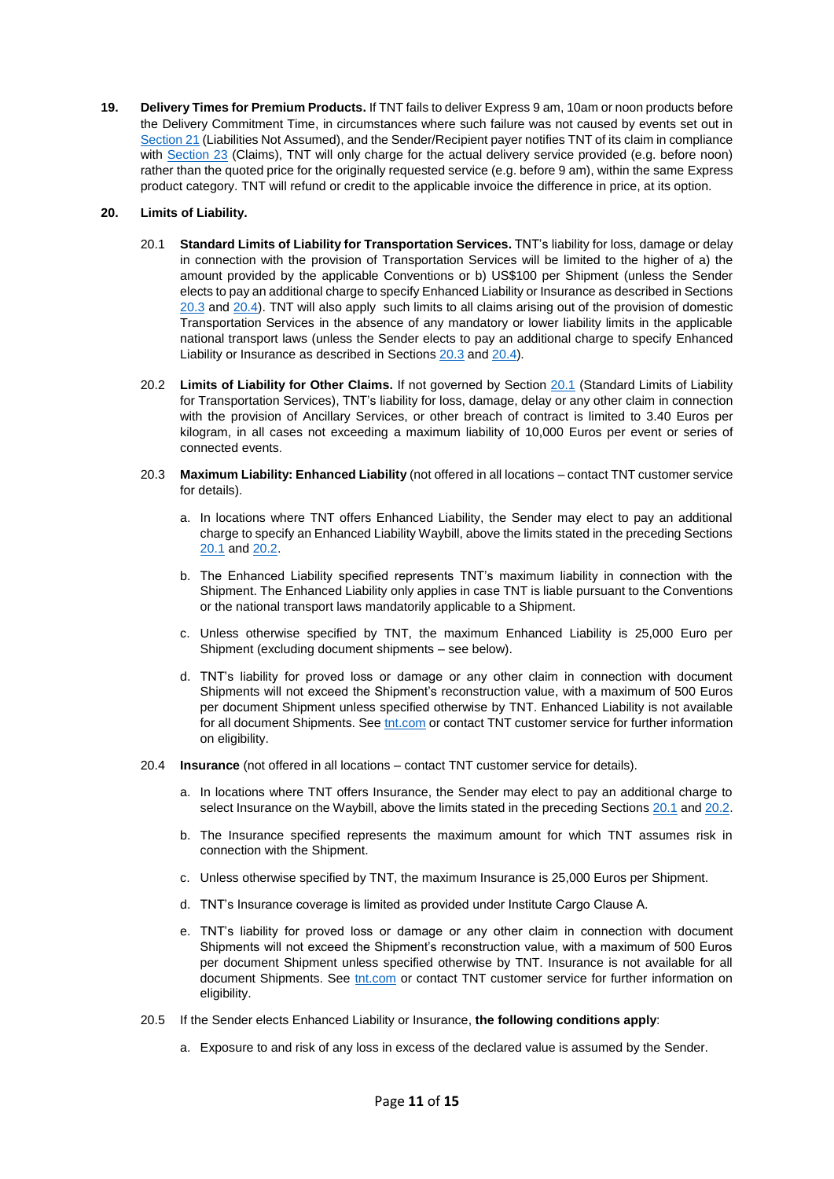**19. Delivery Times for Premium Products.** If TNT fails to deliver Express 9 am, 10am or noon products before the Delivery Commitment Time, in circumstances where such failure was not caused by events set out in Section 21 (Liabilities Not Assumed), and the Sender/Recipient payer notifies TNT of its claim in compliance with Section 23 (Claims), TNT will only charge for the actual delivery service provided (e.g. before noon) rather than the quoted price for the originally requested service (e.g. before 9 am), within the same Express product category. TNT will refund or credit to the applicable invoice the difference in price, at its option.

**20. Limits of Liability.**

20.1 **Standard Limits of Liability for Transportation Services.** TNT's liability for loss, damage or delay in connection with the provision of Transportation Services will be limited to the higher of a) the amount provided by the applicable Conventions or b) US$100 per Shipment (unless the Sender elects to pay an additional charge to specify Enhanced Liability or Insurance as described in Sections 20.3 and 20.4). TNT will also apply such limits to all claims arising out of the provision of domestic Transportation Services in the absence of any mandatory or lower liability limits in the applicable national transport laws (unless the Sender elects to pay an additional charge to specify Enhanced Liability or Insurance as described in Sections 20.3 and 20.4).

20.2 **Limits of Liability for Other Claims.** If not governed by Section 20.1 (Standard Limits of Liability for Transportation Services), TNT's liability for loss, damage, delay or any other claim in connection with the provision of Ancillary Services, or other breach of contract is limited to 3.40 Euros per kilogram, in all cases not exceeding a maximum liability of 10,000 Euros per event or series of connected events.

20.3 **Maximum Liability: Enhanced Liability** (not offered in all locations – contact TNT customer service for details).

a. In locations where TNT offers Enhanced Liability, the Sender may elect to pay an additional charge to specify an Enhanced Liability Waybill, above the limits stated in the preceding Sections 20.1 and 20.2.

b. The Enhanced Liability specified represents TNT's maximum liability in connection with the Shipment. The Enhanced Liability only applies in case TNT is liable pursuant to the Conventions or the national transport laws mandatorily applicable to a Shipment.

c. Unless otherwise specified by TNT, the maximum Enhanced Liability is 25,000 Euro per Shipment (excluding document shipments – see below).

d. TNT's liability for proved loss or damage or any other claim in connection with document Shipments will not exceed the Shipment's reconstruction value, with a maximum of 500 Euros per document Shipment unless specified otherwise by TNT. Enhanced Liability is not available for all document Shipments. See tnt.com or contact TNT customer service for further information on eligibility.

20.4 **Insurance** (not offered in all locations – contact TNT customer service for details).

a. In locations where TNT offers Insurance, the Sender may elect to pay an additional charge to select Insurance on the Waybill, above the limits stated in the preceding Sections 20.1 and 20.2.

b. The Insurance specified represents the maximum amount for which TNT assumes risk in connection with the Shipment.

c. Unless otherwise specified by TNT, the maximum Insurance is 25,000 Euros per Shipment.

d. TNT's Insurance coverage is limited as provided under Institute Cargo Clause A.

e. TNT's liability for proved loss or damage or any other claim in connection with document Shipments will not exceed the Shipment's reconstruction value, with a maximum of 500 Euros per document Shipment unless specified otherwise by TNT. Insurance is not available for all document Shipments. See tnt.com or contact TNT customer service for further information on eligibility.

20.5 If the Sender elects Enhanced Liability or Insurance, **the following conditions apply**:

a. Exposure to and risk of any loss in excess of the declared value is assumed by the Sender.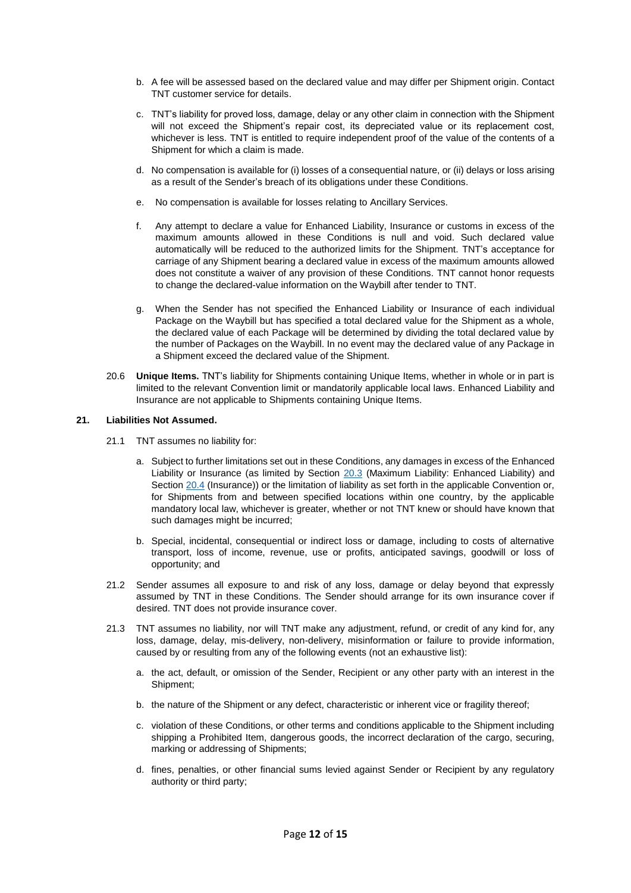b. A fee will be assessed based on the declared value and may differ per Shipment origin. Contact TNT customer service for details.

c. TNT's liability for proved loss, damage, delay or any other claim in connection with the Shipment will not exceed the Shipment's repair cost, its depreciated value or its replacement cost, whichever is less. TNT is entitled to require independent proof of the value of the contents of a Shipment for which a claim is made.

d. No compensation is available for (i) losses of a consequential nature, or (ii) delays or loss arising as a result of the Sender's breach of its obligations under these Conditions.

e. No compensation is available for losses relating to Ancillary Services.

f. Any attempt to declare a value for Enhanced Liability, Insurance or customs in excess of the maximum amounts allowed in these Conditions is null and void. Such declared value automatically will be reduced to the authorized limits for the Shipment. TNT's acceptance for carriage of any Shipment bearing a declared value in excess of the maximum amounts allowed does not constitute a waiver of any provision of these Conditions. TNT cannot honor requests to change the declared-value information on the Waybill after tender to TNT.

g. When the Sender has not specified the Enhanced Liability or Insurance of each individual Package on the Waybill but has specified a total declared value for the Shipment as a whole, the declared value of each Package will be determined by dividing the total declared value by the number of Packages on the Waybill. In no event may the declared value of any Package in a Shipment exceed the declared value of the Shipment.

20.6 **Unique Items.** TNT's liability for Shipments containing Unique Items, whether in whole or in part is limited to the relevant Convention limit or mandatorily applicable local laws. Enhanced Liability and Insurance are not applicable to Shipments containing Unique Items.

## 21. Liabilities Not Assumed.

21.1 TNT assumes no liability for:

a. Subject to further limitations set out in these Conditions, any damages in excess of the Enhanced Liability or Insurance (as limited by Section 20.3 (Maximum Liability: Enhanced Liability) and Section 20.4 (Insurance)) or the limitation of liability as set forth in the applicable Convention or, for Shipments from and between specified locations within one country, by the applicable mandatory local law, whichever is greater, whether or not TNT knew or should have known that such damages might be incurred;

b. Special, incidental, consequential or indirect loss or damage, including to costs of alternative transport, loss of income, revenue, use or profits, anticipated savings, goodwill or loss of opportunity; and

21.2 Sender assumes all exposure to and risk of any loss, damage or delay beyond that expressly assumed by TNT in these Conditions. The Sender should arrange for its own insurance cover if desired. TNT does not provide insurance cover.

21.3 TNT assumes no liability, nor will TNT make any adjustment, refund, or credit of any kind for, any loss, damage, delay, mis-delivery, non-delivery, misinformation or failure to provide information, caused by or resulting from any of the following events (not an exhaustive list):

a. the act, default, or omission of the Sender, Recipient or any other party with an interest in the Shipment;

b. the nature of the Shipment or any defect, characteristic or inherent vice or fragility thereof;

c. violation of these Conditions, or other terms and conditions applicable to the Shipment including shipping a Prohibited Item, dangerous goods, the incorrect declaration of the cargo, securing, marking or addressing of Shipments;

d. fines, penalties, or other financial sums levied against Sender or Recipient by any regulatory authority or third party;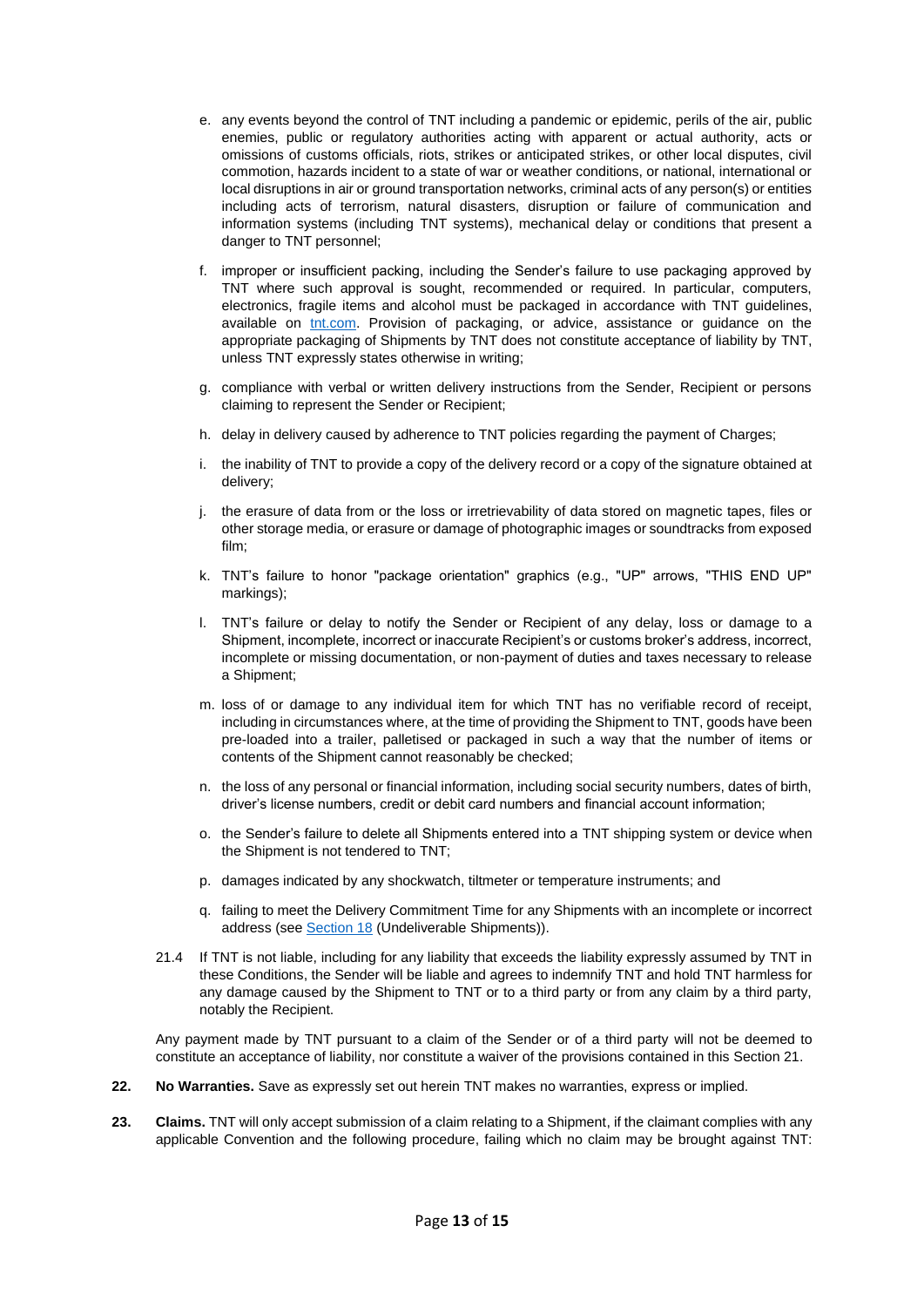e. any events beyond the control of TNT including a pandemic or epidemic, perils of the air, public enemies, public or regulatory authorities acting with apparent or actual authority, acts or omissions of customs officials, riots, strikes or anticipated strikes, or other local disputes, civil commotion, hazards incident to a state of war or weather conditions, or national, international or local disruptions in air or ground transportation networks, criminal acts of any person(s) or entities including acts of terrorism, natural disasters, disruption or failure of communication and information systems (including TNT systems), mechanical delay or conditions that present a danger to TNT personnel;

f. improper or insufficient packing, including the Sender's failure to use packaging approved by TNT where such approval is sought, recommended or required. In particular, computers, electronics, fragile items and alcohol must be packaged in accordance with TNT guidelines, available on [tnt.com](tnt.com). Provision of packaging, or advice, assistance or guidance on the appropriate packaging of Shipments by TNT does not constitute acceptance of liability by TNT, unless TNT expressly states otherwise in writing;

g. compliance with verbal or written delivery instructions from the Sender, Recipient or persons claiming to represent the Sender or Recipient;

h. delay in delivery caused by adherence to TNT policies regarding the payment of Charges;

i. the inability of TNT to provide a copy of the delivery record or a copy of the signature obtained at delivery;

j. the erasure of data from or the loss or irretrievability of data stored on magnetic tapes, files or other storage media, or erasure or damage of photographic images or soundtracks from exposed film;

k. TNT's failure to honor "package orientation" graphics (e.g., "UP" arrows, "THIS END UP" markings);

l. TNT's failure or delay to notify the Sender or Recipient of any delay, loss or damage to a Shipment, incomplete, incorrect or inaccurate Recipient's or customs broker's address, incorrect, incomplete or missing documentation, or non-payment of duties and taxes necessary to release a Shipment;

m. loss of or damage to any individual item for which TNT has no verifiable record of receipt, including in circumstances where, at the time of providing the Shipment to TNT, goods have been pre-loaded into a trailer, palletised or packaged in such a way that the number of items or contents of the Shipment cannot reasonably be checked;

n. the loss of any personal or financial information, including social security numbers, dates of birth, driver's license numbers, credit or debit card numbers and financial account information;

o. the Sender's failure to delete all Shipments entered into a TNT shipping system or device when the Shipment is not tendered to TNT;

p. damages indicated by any shockwatch, tiltmeter or temperature instruments; and

q. failing to meet the Delivery Commitment Time for any Shipments with an incomplete or incorrect address (see Section 18 (Undeliverable Shipments)).

21.4 If TNT is not liable, including for any liability that exceeds the liability expressly assumed by TNT in these Conditions, the Sender will be liable and agrees to indemnify TNT and hold TNT harmless for any damage caused by the Shipment to TNT or to a third party or from any claim by a third party, notably the Recipient.

Any payment made by TNT pursuant to a claim of the Sender or of a third party will not be deemed to constitute an acceptance of liability, nor constitute a waiver of the provisions contained in this Section 21.

**22. No Warranties.** Save as expressly set out herein TNT makes no warranties, express or implied.

**23. Claims.** TNT will only accept submission of a claim relating to a Shipment, if the claimant complies with any applicable Convention and the following procedure, failing which no claim may be brought against TNT: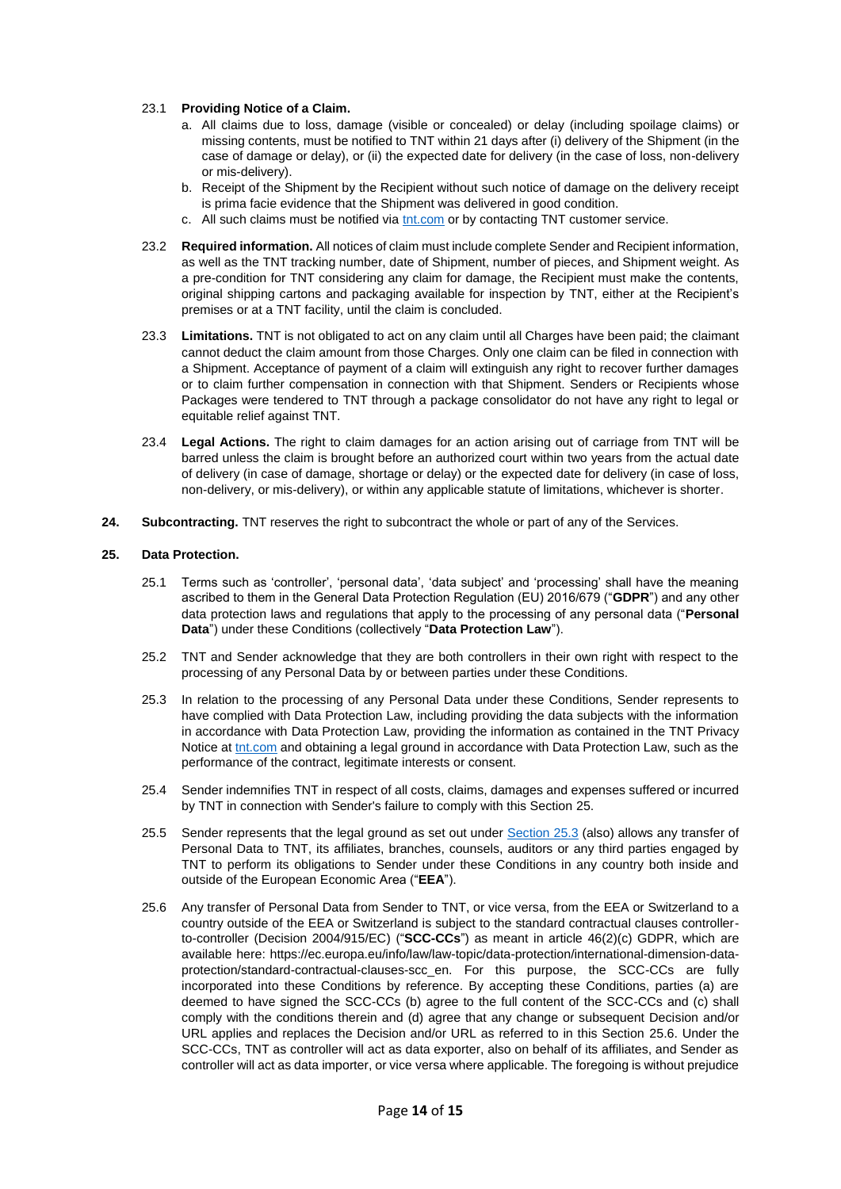23.1 **Providing Notice of a Claim.**

a. All claims due to loss, damage (visible or concealed) or delay (including spoilage claims) or missing contents, must be notified to TNT within 21 days after (i) delivery of the Shipment (in the case of damage or delay), or (ii) the expected date for delivery (in the case of loss, non-delivery or mis-delivery).

b. Receipt of the Shipment by the Recipient without such notice of damage on the delivery receipt is prima facie evidence that the Shipment was delivered in good condition.

c. All such claims must be notified via tnt.com or by contacting TNT customer service.

23.2 **Required information.** All notices of claim must include complete Sender and Recipient information, as well as the TNT tracking number, date of Shipment, number of pieces, and Shipment weight. As a pre-condition for TNT considering any claim for damage, the Recipient must make the contents, original shipping cartons and packaging available for inspection by TNT, either at the Recipient's premises or at a TNT facility, until the claim is concluded.

23.3 **Limitations.** TNT is not obligated to act on any claim until all Charges have been paid; the claimant cannot deduct the claim amount from those Charges. Only one claim can be filed in connection with a Shipment. Acceptance of payment of a claim will extinguish any right to recover further damages or to claim further compensation in connection with that Shipment. Senders or Recipients whose Packages were tendered to TNT through a package consolidator do not have any right to legal or equitable relief against TNT.

23.4 **Legal Actions.** The right to claim damages for an action arising out of carriage from TNT will be barred unless the claim is brought before an authorized court within two years from the actual date of delivery (in case of damage, shortage or delay) or the expected date for delivery (in case of loss, non-delivery, or mis-delivery), or within any applicable statute of limitations, whichever is shorter.

**24. Subcontracting.** TNT reserves the right to subcontract the whole or part of any of the Services.

**25. Data Protection.**

25.1 Terms such as 'controller', 'personal data', 'data subject' and 'processing' shall have the meaning ascribed to them in the General Data Protection Regulation (EU) 2016/679 ("**GDPR**") and any other data protection laws and regulations that apply to the processing of any personal data ("**Personal Data**") under these Conditions (collectively "**Data Protection Law**").

25.2 TNT and Sender acknowledge that they are both controllers in their own right with respect to the processing of any Personal Data by or between parties under these Conditions.

25.3 In relation to the processing of any Personal Data under these Conditions, Sender represents to have complied with Data Protection Law, including providing the data subjects with the information in accordance with Data Protection Law, providing the information as contained in the TNT Privacy Notice at tnt.com and obtaining a legal ground in accordance with Data Protection Law, such as the performance of the contract, legitimate interests or consent.

25.4 Sender indemnifies TNT in respect of all costs, claims, damages and expenses suffered or incurred by TNT in connection with Sender's failure to comply with this Section 25.

25.5 Sender represents that the legal ground as set out under Section 25.3 (also) allows any transfer of Personal Data to TNT, its affiliates, branches, counsels, auditors or any third parties engaged by TNT to perform its obligations to Sender under these Conditions in any country both inside and outside of the European Economic Area ("**EEA**").

25.6 Any transfer of Personal Data from Sender to TNT, or vice versa, from the EEA or Switzerland to a country outside of the EEA or Switzerland is subject to the standard contractual clauses controller-to-controller (Decision 2004/915/EC) ("**SCC-CCs**") as meant in article 46(2)(c) GDPR, which are available here: https://ec.europa.eu/info/law/law-topic/data-protection/international-dimension-data-protection/standard-contractual-clauses-scc_en. For this purpose, the SCC-CCs are fully incorporated into these Conditions by reference. By accepting these Conditions, parties (a) are deemed to have signed the SCC-CCs (b) agree to the full content of the SCC-CCs and (c) shall comply with the conditions therein and (d) agree that any change or subsequent Decision and/or URL applies and replaces the Decision and/or URL as referred to in this Section 25.6. Under the SCC-CCs, TNT as controller will act as data exporter, also on behalf of its affiliates, and Sender as controller will act as data importer, or vice versa where applicable. The foregoing is without prejudice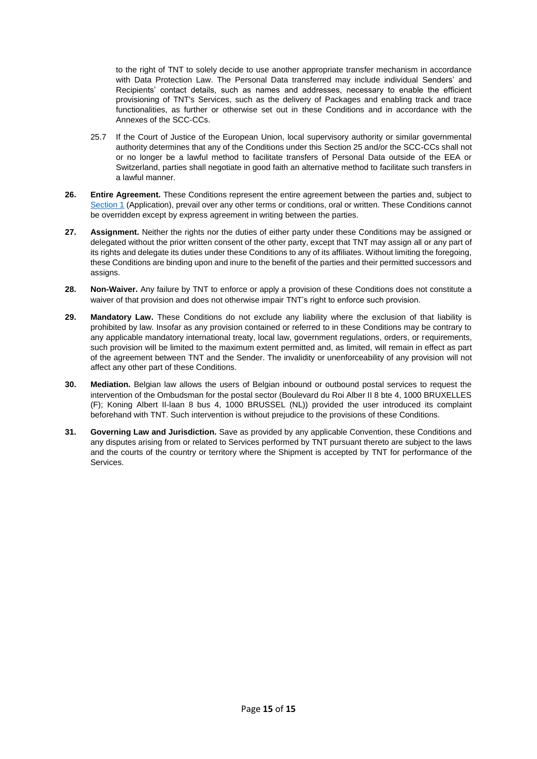to the right of TNT to solely decide to use another appropriate transfer mechanism in accordance with Data Protection Law. The Personal Data transferred may include individual Senders' and Recipients' contact details, such as names and addresses, necessary to enable the efficient provisioning of TNT's Services, such as the delivery of Packages and enabling track and trace functionalities, as further or otherwise set out in these Conditions and in accordance with the Annexes of the SCC-CCs.

25.7 If the Court of Justice of the European Union, local supervisory authority or similar governmental authority determines that any of the Conditions under this Section 25 and/or the SCC-CCs shall not or no longer be a lawful method to facilitate transfers of Personal Data outside of the EEA or Switzerland, parties shall negotiate in good faith an alternative method to facilitate such transfers in a lawful manner.

**26. Entire Agreement.** These Conditions represent the entire agreement between the parties and, subject to Section 1 (Application), prevail over any other terms or conditions, oral or written. These Conditions cannot be overridden except by express agreement in writing between the parties.

**27. Assignment.** Neither the rights nor the duties of either party under these Conditions may be assigned or delegated without the prior written consent of the other party, except that TNT may assign all or any part of its rights and delegate its duties under these Conditions to any of its affiliates. Without limiting the foregoing, these Conditions are binding upon and inure to the benefit of the parties and their permitted successors and assigns.

**28. Non-Waiver.** Any failure by TNT to enforce or apply a provision of these Conditions does not constitute a waiver of that provision and does not otherwise impair TNT's right to enforce such provision.

**29. Mandatory Law.** These Conditions do not exclude any liability where the exclusion of that liability is prohibited by law. Insofar as any provision contained or referred to in these Conditions may be contrary to any applicable mandatory international treaty, local law, government regulations, orders, or requirements, such provision will be limited to the maximum extent permitted and, as limited, will remain in effect as part of the agreement between TNT and the Sender. The invalidity or unenforceability of any provision will not affect any other part of these Conditions.

**30. Mediation.** Belgian law allows the users of Belgian inbound or outbound postal services to request the intervention of the Ombudsman for the postal sector (Boulevard du Roi Alber II 8 bte 4, 1000 BRUXELLES (F); Koning Albert II-laan 8 bus 4, 1000 BRUSSEL (NL)) provided the user introduced its complaint beforehand with TNT. Such intervention is without prejudice to the provisions of these Conditions.

**31. Governing Law and Jurisdiction.** Save as provided by any applicable Convention, these Conditions and any disputes arising from or related to Services performed by TNT pursuant thereto are subject to the laws and the courts of the country or territory where the Shipment is accepted by TNT for performance of the Services.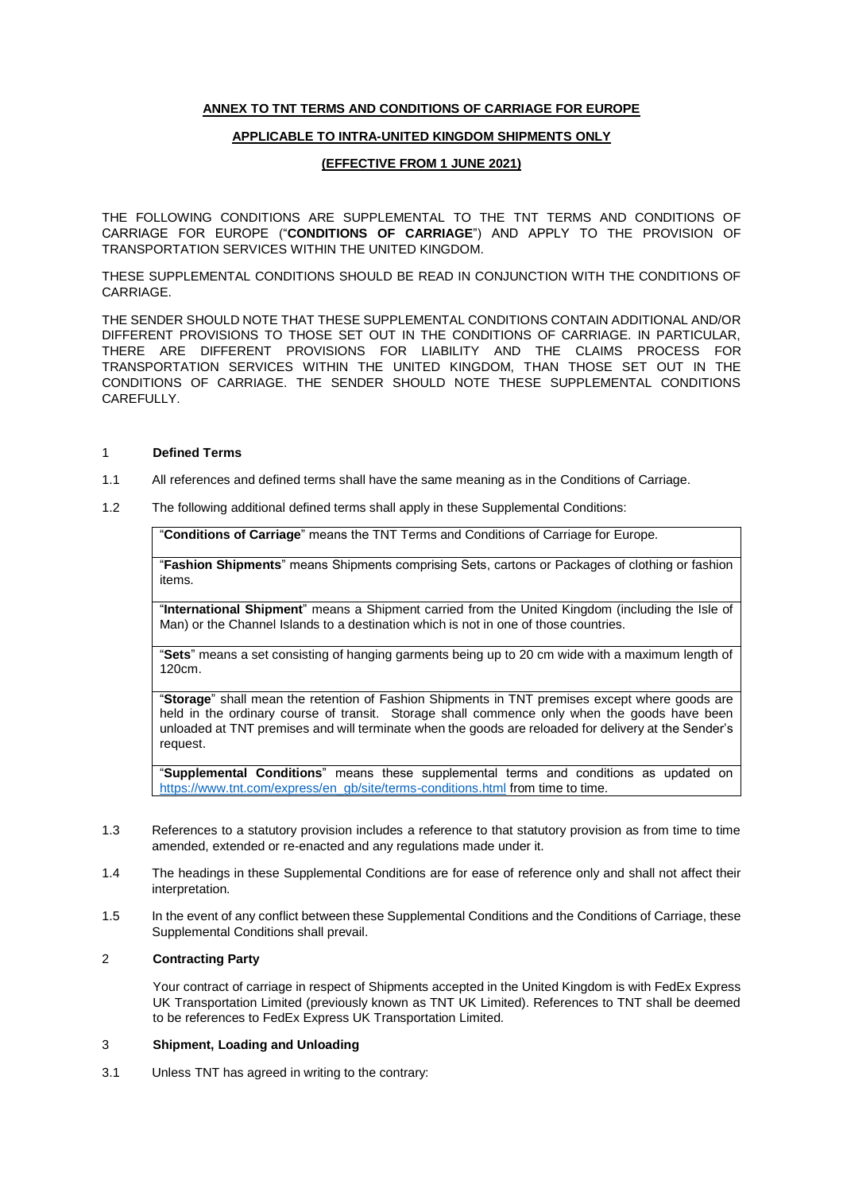**ANNEX TO TNT TERMS AND CONDITIONS OF CARRIAGE FOR EUROPE**

**APPLICABLE TO INTRA-UNITED KINGDOM SHIPMENTS ONLY**

**(EFFECTIVE FROM 1 JUNE 2021)**

THE FOLLOWING CONDITIONS ARE SUPPLEMENTAL TO THE TNT TERMS AND CONDITIONS OF CARRIAGE FOR EUROPE ("**CONDITIONS OF CARRIAGE**") AND APPLY TO THE PROVISION OF TRANSPORTATION SERVICES WITHIN THE UNITED KINGDOM.

THESE SUPPLEMENTAL CONDITIONS SHOULD BE READ IN CONJUNCTION WITH THE CONDITIONS OF CARRIAGE.

THE SENDER SHOULD NOTE THAT THESE SUPPLEMENTAL CONDITIONS CONTAIN ADDITIONAL AND/OR DIFFERENT PROVISIONS TO THOSE SET OUT IN THE CONDITIONS OF CARRIAGE. IN PARTICULAR, THERE ARE DIFFERENT PROVISIONS FOR LIABILITY AND THE CLAIMS PROCESS FOR TRANSPORTATION SERVICES WITHIN THE UNITED KINGDOM, THAN THOSE SET OUT IN THE CONDITIONS OF CARRIAGE. THE SENDER SHOULD NOTE THESE SUPPLEMENTAL CONDITIONS CAREFULLY.

## 1 Defined Terms

1.1 All references and defined terms shall have the same meaning as in the Conditions of Carriage.

1.2 The following additional defined terms shall apply in these Supplemental Conditions:

| |
|---|
| "**Conditions of Carriage**" means the TNT Terms and Conditions of Carriage for Europe. |
| "**Fashion Shipments**" means Shipments comprising Sets, cartons or Packages of clothing or fashion items. |
| "**International Shipment**" means a Shipment carried from the United Kingdom (including the Isle of Man) or the Channel Islands to a destination which is not in one of those countries. |
| "**Sets**" means a set consisting of hanging garments being up to 20 cm wide with a maximum length of 120cm. |
| "**Storage**" shall mean the retention of Fashion Shipments in TNT premises except where goods are held in the ordinary course of transit. Storage shall commence only when the goods have been unloaded at TNT premises and will terminate when the goods are reloaded for delivery at the Sender's request. |
| "**Supplemental Conditions**" means these supplemental terms and conditions as updated on https://www.tnt.com/express/en_gb/site/terms-conditions.html from time to time. |

1.3 References to a statutory provision includes a reference to that statutory provision as from time to time amended, extended or re-enacted and any regulations made under it.

1.4 The headings in these Supplemental Conditions are for ease of reference only and shall not affect their interpretation.

1.5 In the event of any conflict between these Supplemental Conditions and the Conditions of Carriage, these Supplemental Conditions shall prevail.

## 2 Contracting Party

Your contract of carriage in respect of Shipments accepted in the United Kingdom is with FedEx Express UK Transportation Limited (previously known as TNT UK Limited). References to TNT shall be deemed to be references to FedEx Express UK Transportation Limited.

## 3 Shipment, Loading and Unloading

3.1 Unless TNT has agreed in writing to the contrary: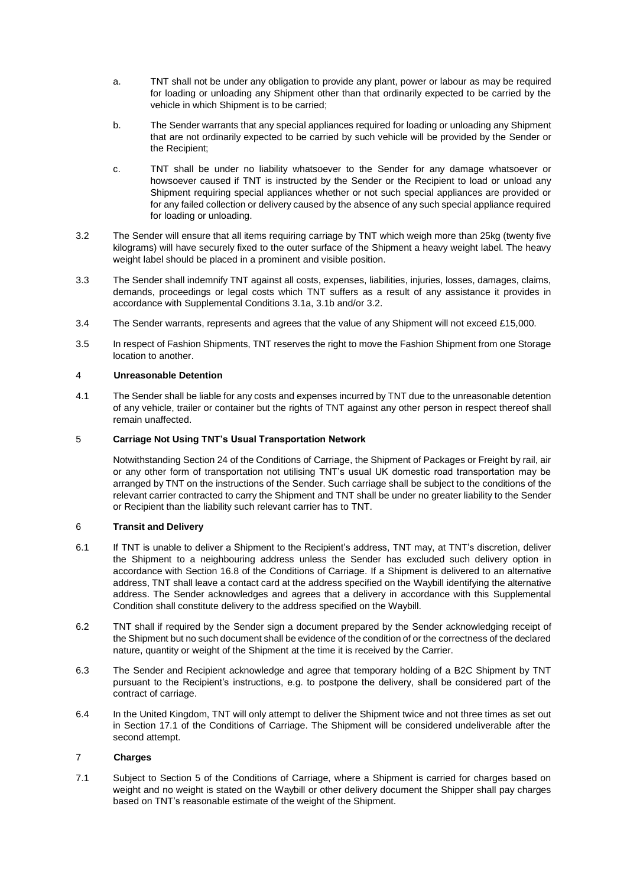a. TNT shall not be under any obligation to provide any plant, power or labour as may be required for loading or unloading any Shipment other than that ordinarily expected to be carried by the vehicle in which Shipment is to be carried;

b. The Sender warrants that any special appliances required for loading or unloading any Shipment that are not ordinarily expected to be carried by such vehicle will be provided by the Sender or the Recipient;

c. TNT shall be under no liability whatsoever to the Sender for any damage whatsoever or howsoever caused if TNT is instructed by the Sender or the Recipient to load or unload any Shipment requiring special appliances whether or not such special appliances are provided or for any failed collection or delivery caused by the absence of any such special appliance required for loading or unloading.

3.2 The Sender will ensure that all items requiring carriage by TNT which weigh more than 25kg (twenty five kilograms) will have securely fixed to the outer surface of the Shipment a heavy weight label. The heavy weight label should be placed in a prominent and visible position.

3.3 The Sender shall indemnify TNT against all costs, expenses, liabilities, injuries, losses, damages, claims, demands, proceedings or legal costs which TNT suffers as a result of any assistance it provides in accordance with Supplemental Conditions 3.1a, 3.1b and/or 3.2.

3.4 The Sender warrants, represents and agrees that the value of any Shipment will not exceed £15,000.

3.5 In respect of Fashion Shipments, TNT reserves the right to move the Fashion Shipment from one Storage location to another.

## 4 Unreasonable Detention

4.1 The Sender shall be liable for any costs and expenses incurred by TNT due to the unreasonable detention of any vehicle, trailer or container but the rights of TNT against any other person in respect thereof shall remain unaffected.

## 5 Carriage Not Using TNT's Usual Transportation Network

Notwithstanding Section 24 of the Conditions of Carriage, the Shipment of Packages or Freight by rail, air or any other form of transportation not utilising TNT's usual UK domestic road transportation may be arranged by TNT on the instructions of the Sender. Such carriage shall be subject to the conditions of the relevant carrier contracted to carry the Shipment and TNT shall be under no greater liability to the Sender or Recipient than the liability such relevant carrier has to TNT.

## 6 Transit and Delivery

6.1 If TNT is unable to deliver a Shipment to the Recipient's address, TNT may, at TNT's discretion, deliver the Shipment to a neighbouring address unless the Sender has excluded such delivery option in accordance with Section 16.8 of the Conditions of Carriage. If a Shipment is delivered to an alternative address, TNT shall leave a contact card at the address specified on the Waybill identifying the alternative address. The Sender acknowledges and agrees that a delivery in accordance with this Supplemental Condition shall constitute delivery to the address specified on the Waybill.

6.2 TNT shall if required by the Sender sign a document prepared by the Sender acknowledging receipt of the Shipment but no such document shall be evidence of the condition of or the correctness of the declared nature, quantity or weight of the Shipment at the time it is received by the Carrier.

6.3 The Sender and Recipient acknowledge and agree that temporary holding of a B2C Shipment by TNT pursuant to the Recipient's instructions, e.g. to postpone the delivery, shall be considered part of the contract of carriage.

6.4 In the United Kingdom, TNT will only attempt to deliver the Shipment twice and not three times as set out in Section 17.1 of the Conditions of Carriage. The Shipment will be considered undeliverable after the second attempt.

## 7 Charges

7.1 Subject to Section 5 of the Conditions of Carriage, where a Shipment is carried for charges based on weight and no weight is stated on the Waybill or other delivery document the Shipper shall pay charges based on TNT's reasonable estimate of the weight of the Shipment.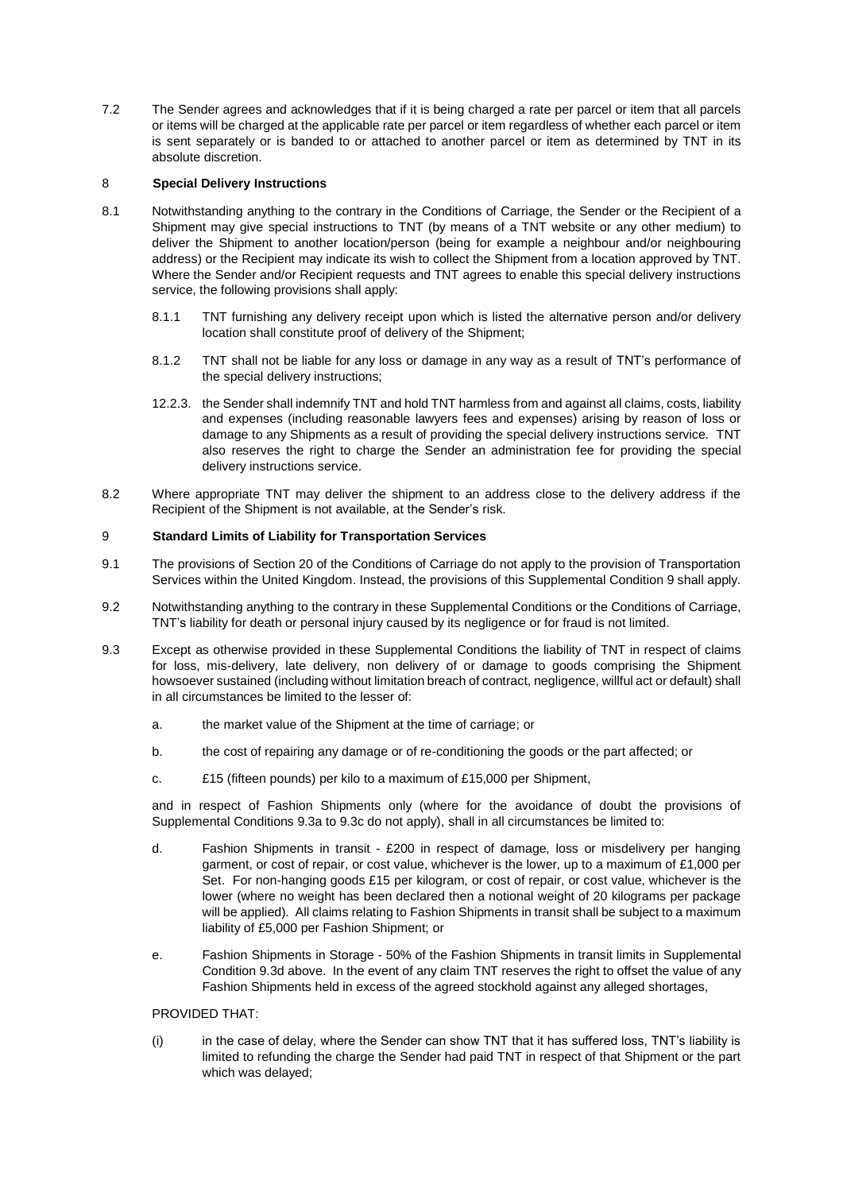7.2 The Sender agrees and acknowledges that if it is being charged a rate per parcel or item that all parcels or items will be charged at the applicable rate per parcel or item regardless of whether each parcel or item is sent separately or is banded to or attached to another parcel or item as determined by TNT in its absolute discretion.

## 8 Special Delivery Instructions

8.1 Notwithstanding anything to the contrary in the Conditions of Carriage, the Sender or the Recipient of a Shipment may give special instructions to TNT (by means of a TNT website or any other medium) to deliver the Shipment to another location/person (being for example a neighbour and/or neighbouring address) or the Recipient may indicate its wish to collect the Shipment from a location approved by TNT. Where the Sender and/or Recipient requests and TNT agrees to enable this special delivery instructions service, the following provisions shall apply:

8.1.1 TNT furnishing any delivery receipt upon which is listed the alternative person and/or delivery location shall constitute proof of delivery of the Shipment;

8.1.2 TNT shall not be liable for any loss or damage in any way as a result of TNT's performance of the special delivery instructions;

12.2.3. the Sender shall indemnify TNT and hold TNT harmless from and against all claims, costs, liability and expenses (including reasonable lawyers fees and expenses) arising by reason of loss or damage to any Shipments as a result of providing the special delivery instructions service. TNT also reserves the right to charge the Sender an administration fee for providing the special delivery instructions service.

8.2 Where appropriate TNT may deliver the shipment to an address close to the delivery address if the Recipient of the Shipment is not available, at the Sender's risk.

## 9 Standard Limits of Liability for Transportation Services

9.1 The provisions of Section 20 of the Conditions of Carriage do not apply to the provision of Transportation Services within the United Kingdom. Instead, the provisions of this Supplemental Condition 9 shall apply.

9.2 Notwithstanding anything to the contrary in these Supplemental Conditions or the Conditions of Carriage, TNT's liability for death or personal injury caused by its negligence or for fraud is not limited.

9.3 Except as otherwise provided in these Supplemental Conditions the liability of TNT in respect of claims for loss, mis-delivery, late delivery, non delivery of or damage to goods comprising the Shipment howsoever sustained (including without limitation breach of contract, negligence, willful act or default) shall in all circumstances be limited to the lesser of:

a. the market value of the Shipment at the time of carriage; or

b. the cost of repairing any damage or of re-conditioning the goods or the part affected; or

c. £15 (fifteen pounds) per kilo to a maximum of £15,000 per Shipment,

and in respect of Fashion Shipments only (where for the avoidance of doubt the provisions of Supplemental Conditions 9.3a to 9.3c do not apply), shall in all circumstances be limited to:

d. Fashion Shipments in transit - £200 in respect of damage, loss or misdelivery per hanging garment, or cost of repair, or cost value, whichever is the lower, up to a maximum of £1,000 per Set. For non-hanging goods £15 per kilogram, or cost of repair, or cost value, whichever is the lower (where no weight has been declared then a notional weight of 20 kilograms per package will be applied). All claims relating to Fashion Shipments in transit shall be subject to a maximum liability of £5,000 per Fashion Shipment; or

e. Fashion Shipments in Storage - 50% of the Fashion Shipments in transit limits in Supplemental Condition 9.3d above. In the event of any claim TNT reserves the right to offset the value of any Fashion Shipments held in excess of the agreed stockhold against any alleged shortages,

PROVIDED THAT:

(i) in the case of delay, where the Sender can show TNT that it has suffered loss, TNT's liability is limited to refunding the charge the Sender had paid TNT in respect of that Shipment or the part which was delayed;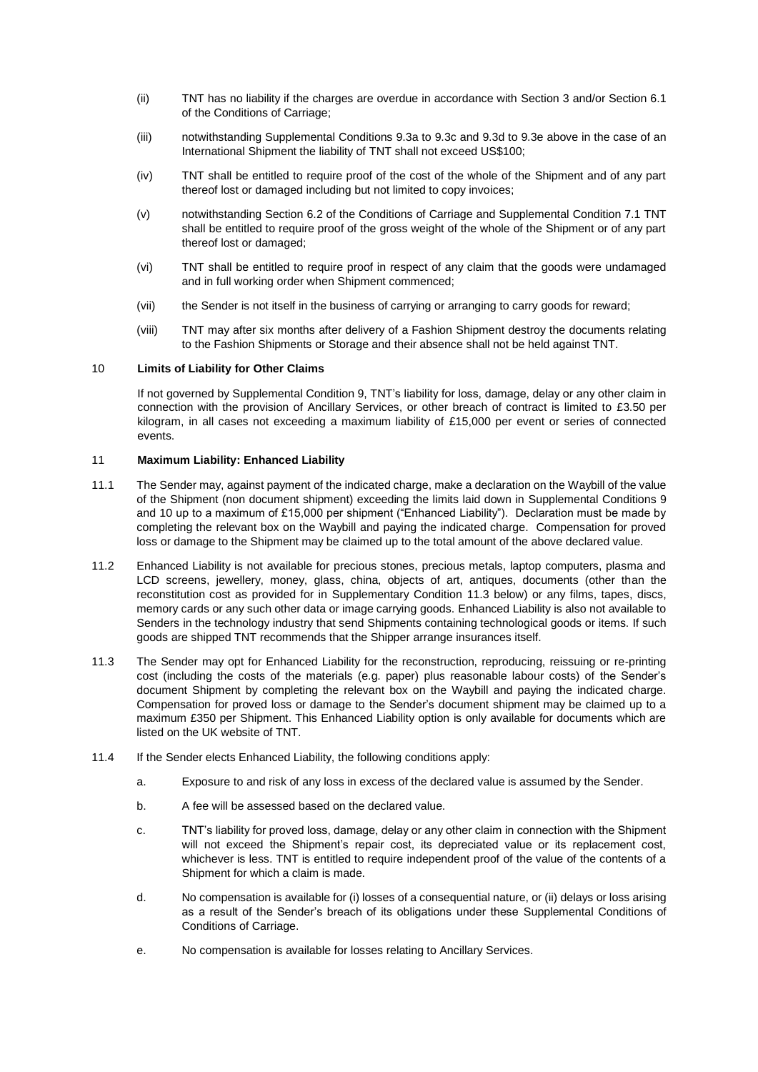(ii) TNT has no liability if the charges are overdue in accordance with Section 3 and/or Section 6.1 of the Conditions of Carriage;

(iii) notwithstanding Supplemental Conditions 9.3a to 9.3c and 9.3d to 9.3e above in the case of an International Shipment the liability of TNT shall not exceed US$100;

(iv) TNT shall be entitled to require proof of the cost of the whole of the Shipment and of any part thereof lost or damaged including but not limited to copy invoices;

(v) notwithstanding Section 6.2 of the Conditions of Carriage and Supplemental Condition 7.1 TNT shall be entitled to require proof of the gross weight of the whole of the Shipment or of any part thereof lost or damaged;

(vi) TNT shall be entitled to require proof in respect of any claim that the goods were undamaged and in full working order when Shipment commenced;

(vii) the Sender is not itself in the business of carrying or arranging to carry goods for reward;

(viii) TNT may after six months after delivery of a Fashion Shipment destroy the documents relating to the Fashion Shipments or Storage and their absence shall not be held against TNT.

## 10 Limits of Liability for Other Claims

If not governed by Supplemental Condition 9, TNT's liability for loss, damage, delay or any other claim in connection with the provision of Ancillary Services, or other breach of contract is limited to £3.50 per kilogram, in all cases not exceeding a maximum liability of £15,000 per event or series of connected events.

## 11 Maximum Liability: Enhanced Liability

11.1 The Sender may, against payment of the indicated charge, make a declaration on the Waybill of the value of the Shipment (non document shipment) exceeding the limits laid down in Supplemental Conditions 9 and 10 up to a maximum of £15,000 per shipment ("Enhanced Liability"). Declaration must be made by completing the relevant box on the Waybill and paying the indicated charge. Compensation for proved loss or damage to the Shipment may be claimed up to the total amount of the above declared value.

11.2 Enhanced Liability is not available for precious stones, precious metals, laptop computers, plasma and LCD screens, jewellery, money, glass, china, objects of art, antiques, documents (other than the reconstitution cost as provided for in Supplementary Condition 11.3 below) or any films, tapes, discs, memory cards or any such other data or image carrying goods. Enhanced Liability is also not available to Senders in the technology industry that send Shipments containing technological goods or items. If such goods are shipped TNT recommends that the Shipper arrange insurances itself.

11.3 The Sender may opt for Enhanced Liability for the reconstruction, reproducing, reissuing or re-printing cost (including the costs of the materials (e.g. paper) plus reasonable labour costs) of the Sender's document Shipment by completing the relevant box on the Waybill and paying the indicated charge. Compensation for proved loss or damage to the Sender's document shipment may be claimed up to a maximum £350 per Shipment. This Enhanced Liability option is only available for documents which are listed on the UK website of TNT.

11.4 If the Sender elects Enhanced Liability, the following conditions apply:

a. Exposure to and risk of any loss in excess of the declared value is assumed by the Sender.

b. A fee will be assessed based on the declared value.

c. TNT's liability for proved loss, damage, delay or any other claim in connection with the Shipment will not exceed the Shipment's repair cost, its depreciated value or its replacement cost, whichever is less. TNT is entitled to require independent proof of the value of the contents of a Shipment for which a claim is made.

d. No compensation is available for (i) losses of a consequential nature, or (ii) delays or loss arising as a result of the Sender's breach of its obligations under these Supplemental Conditions of Conditions of Carriage.

e. No compensation is available for losses relating to Ancillary Services.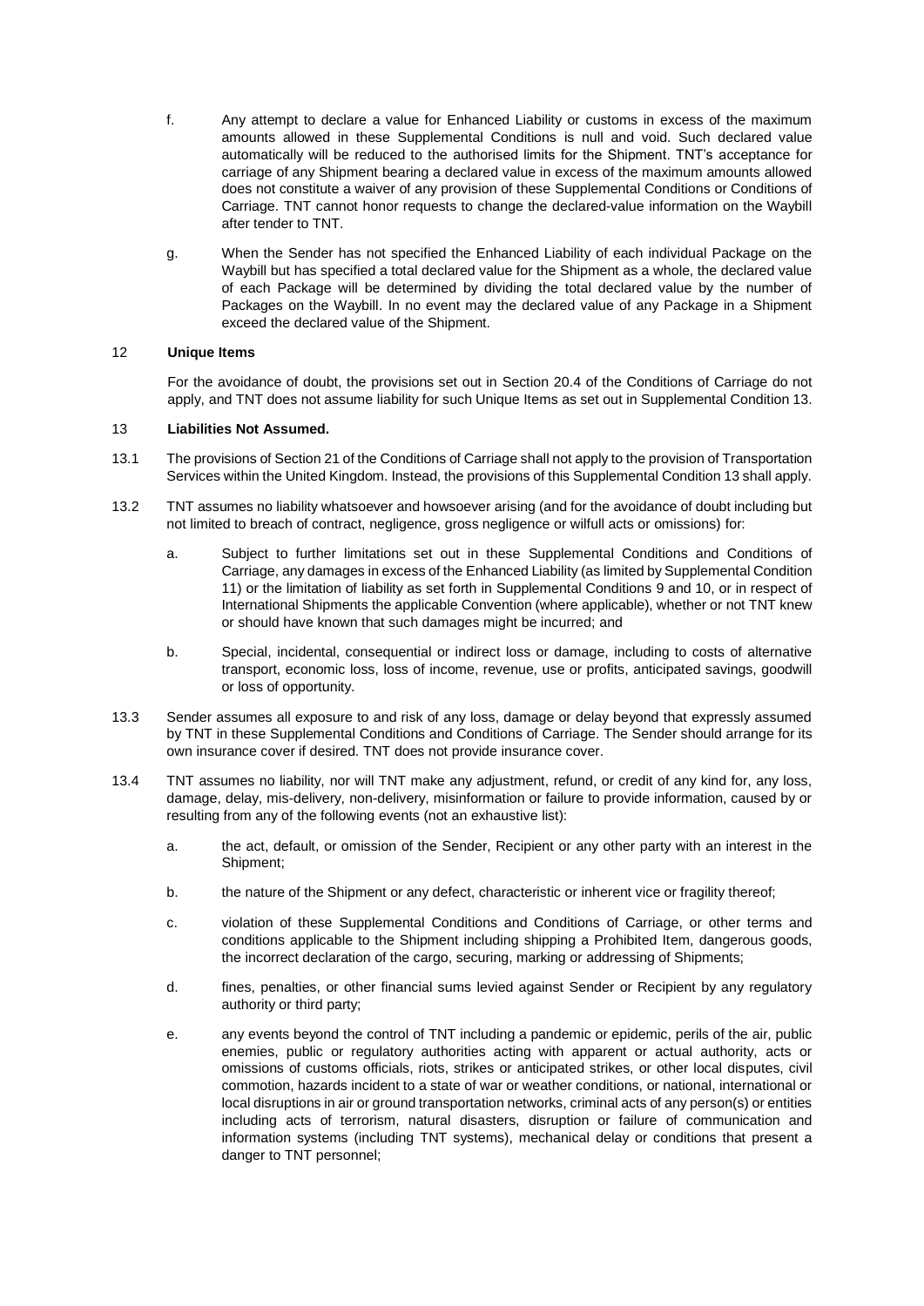f. Any attempt to declare a value for Enhanced Liability or customs in excess of the maximum amounts allowed in these Supplemental Conditions is null and void. Such declared value automatically will be reduced to the authorised limits for the Shipment. TNT's acceptance for carriage of any Shipment bearing a declared value in excess of the maximum amounts allowed does not constitute a waiver of any provision of these Supplemental Conditions or Conditions of Carriage. TNT cannot honor requests to change the declared-value information on the Waybill after tender to TNT.

g. When the Sender has not specified the Enhanced Liability of each individual Package on the Waybill but has specified a total declared value for the Shipment as a whole, the declared value of each Package will be determined by dividing the total declared value by the number of Packages on the Waybill. In no event may the declared value of any Package in a Shipment exceed the declared value of the Shipment.

## 12 Unique Items

For the avoidance of doubt, the provisions set out in Section 20.4 of the Conditions of Carriage do not apply, and TNT does not assume liability for such Unique Items as set out in Supplemental Condition 13.

## 13 Liabilities Not Assumed.

13.1 The provisions of Section 21 of the Conditions of Carriage shall not apply to the provision of Transportation Services within the United Kingdom. Instead, the provisions of this Supplemental Condition 13 shall apply.

13.2 TNT assumes no liability whatsoever and howsoever arising (and for the avoidance of doubt including but not limited to breach of contract, negligence, gross negligence or wilfull acts or omissions) for:

a. Subject to further limitations set out in these Supplemental Conditions and Conditions of Carriage, any damages in excess of the Enhanced Liability (as limited by Supplemental Condition 11) or the limitation of liability as set forth in Supplemental Conditions 9 and 10, or in respect of International Shipments the applicable Convention (where applicable), whether or not TNT knew or should have known that such damages might be incurred; and

b. Special, incidental, consequential or indirect loss or damage, including to costs of alternative transport, economic loss, loss of income, revenue, use or profits, anticipated savings, goodwill or loss of opportunity.

13.3 Sender assumes all exposure to and risk of any loss, damage or delay beyond that expressly assumed by TNT in these Supplemental Conditions and Conditions of Carriage. The Sender should arrange for its own insurance cover if desired. TNT does not provide insurance cover.

13.4 TNT assumes no liability, nor will TNT make any adjustment, refund, or credit of any kind for, any loss, damage, delay, mis-delivery, non-delivery, misinformation or failure to provide information, caused by or resulting from any of the following events (not an exhaustive list):

a. the act, default, or omission of the Sender, Recipient or any other party with an interest in the Shipment;

b. the nature of the Shipment or any defect, characteristic or inherent vice or fragility thereof;

c. violation of these Supplemental Conditions and Conditions of Carriage, or other terms and conditions applicable to the Shipment including shipping a Prohibited Item, dangerous goods, the incorrect declaration of the cargo, securing, marking or addressing of Shipments;

d. fines, penalties, or other financial sums levied against Sender or Recipient by any regulatory authority or third party;

e. any events beyond the control of TNT including a pandemic or epidemic, perils of the air, public enemies, public or regulatory authorities acting with apparent or actual authority, acts or omissions of customs officials, riots, strikes or anticipated strikes, or other local disputes, civil commotion, hazards incident to a state of war or weather conditions, or national, international or local disruptions in air or ground transportation networks, criminal acts of any person(s) or entities including acts of terrorism, natural disasters, disruption or failure of communication and information systems (including TNT systems), mechanical delay or conditions that present a danger to TNT personnel;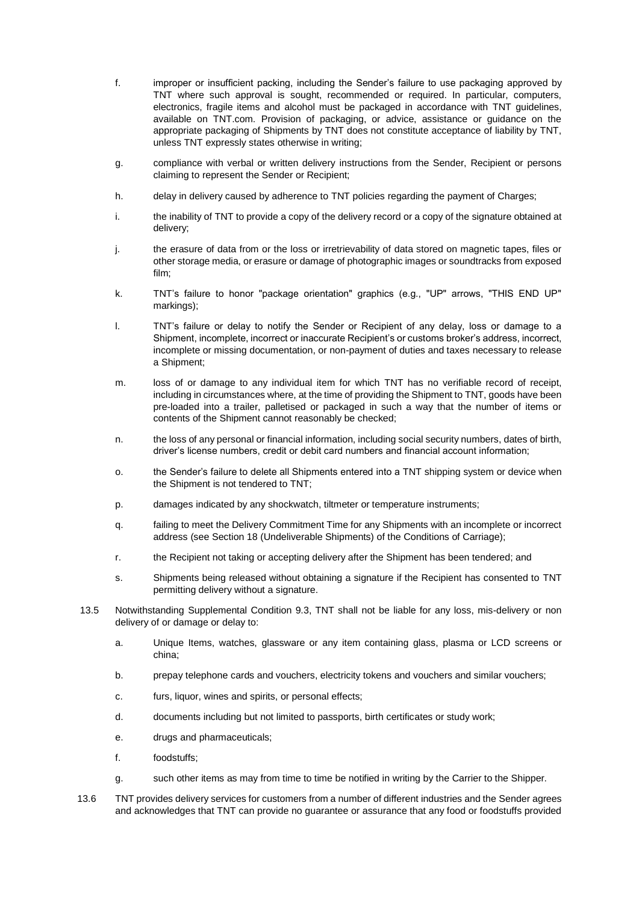f. improper or insufficient packing, including the Sender's failure to use packaging approved by TNT where such approval is sought, recommended or required. In particular, computers, electronics, fragile items and alcohol must be packaged in accordance with TNT guidelines, available on TNT.com. Provision of packaging, or advice, assistance or guidance on the appropriate packaging of Shipments by TNT does not constitute acceptance of liability by TNT, unless TNT expressly states otherwise in writing;

g. compliance with verbal or written delivery instructions from the Sender, Recipient or persons claiming to represent the Sender or Recipient;

h. delay in delivery caused by adherence to TNT policies regarding the payment of Charges;

i. the inability of TNT to provide a copy of the delivery record or a copy of the signature obtained at delivery;

j. the erasure of data from or the loss or irretrievability of data stored on magnetic tapes, files or other storage media, or erasure or damage of photographic images or soundtracks from exposed film;

k. TNT's failure to honor "package orientation" graphics (e.g., "UP" arrows, "THIS END UP" markings);

l. TNT's failure or delay to notify the Sender or Recipient of any delay, loss or damage to a Shipment, incomplete, incorrect or inaccurate Recipient's or customs broker's address, incorrect, incomplete or missing documentation, or non-payment of duties and taxes necessary to release a Shipment;

m. loss of or damage to any individual item for which TNT has no verifiable record of receipt, including in circumstances where, at the time of providing the Shipment to TNT, goods have been pre-loaded into a trailer, palletised or packaged in such a way that the number of items or contents of the Shipment cannot reasonably be checked;

n. the loss of any personal or financial information, including social security numbers, dates of birth, driver's license numbers, credit or debit card numbers and financial account information;

o. the Sender's failure to delete all Shipments entered into a TNT shipping system or device when the Shipment is not tendered to TNT;

p. damages indicated by any shockwatch, tiltmeter or temperature instruments;

q. failing to meet the Delivery Commitment Time for any Shipments with an incomplete or incorrect address (see Section 18 (Undeliverable Shipments) of the Conditions of Carriage);

r. the Recipient not taking or accepting delivery after the Shipment has been tendered; and

s. Shipments being released without obtaining a signature if the Recipient has consented to TNT permitting delivery without a signature.

13.5 Notwithstanding Supplemental Condition 9.3, TNT shall not be liable for any loss, mis-delivery or non delivery of or damage or delay to:

a. Unique Items, watches, glassware or any item containing glass, plasma or LCD screens or china;

b. prepay telephone cards and vouchers, electricity tokens and vouchers and similar vouchers;

c. furs, liquor, wines and spirits, or personal effects;

d. documents including but not limited to passports, birth certificates or study work;

e. drugs and pharmaceuticals;

f. foodstuffs;

g. such other items as may from time to time be notified in writing by the Carrier to the Shipper.

13.6 TNT provides delivery services for customers from a number of different industries and the Sender agrees and acknowledges that TNT can provide no guarantee or assurance that any food or foodstuffs provided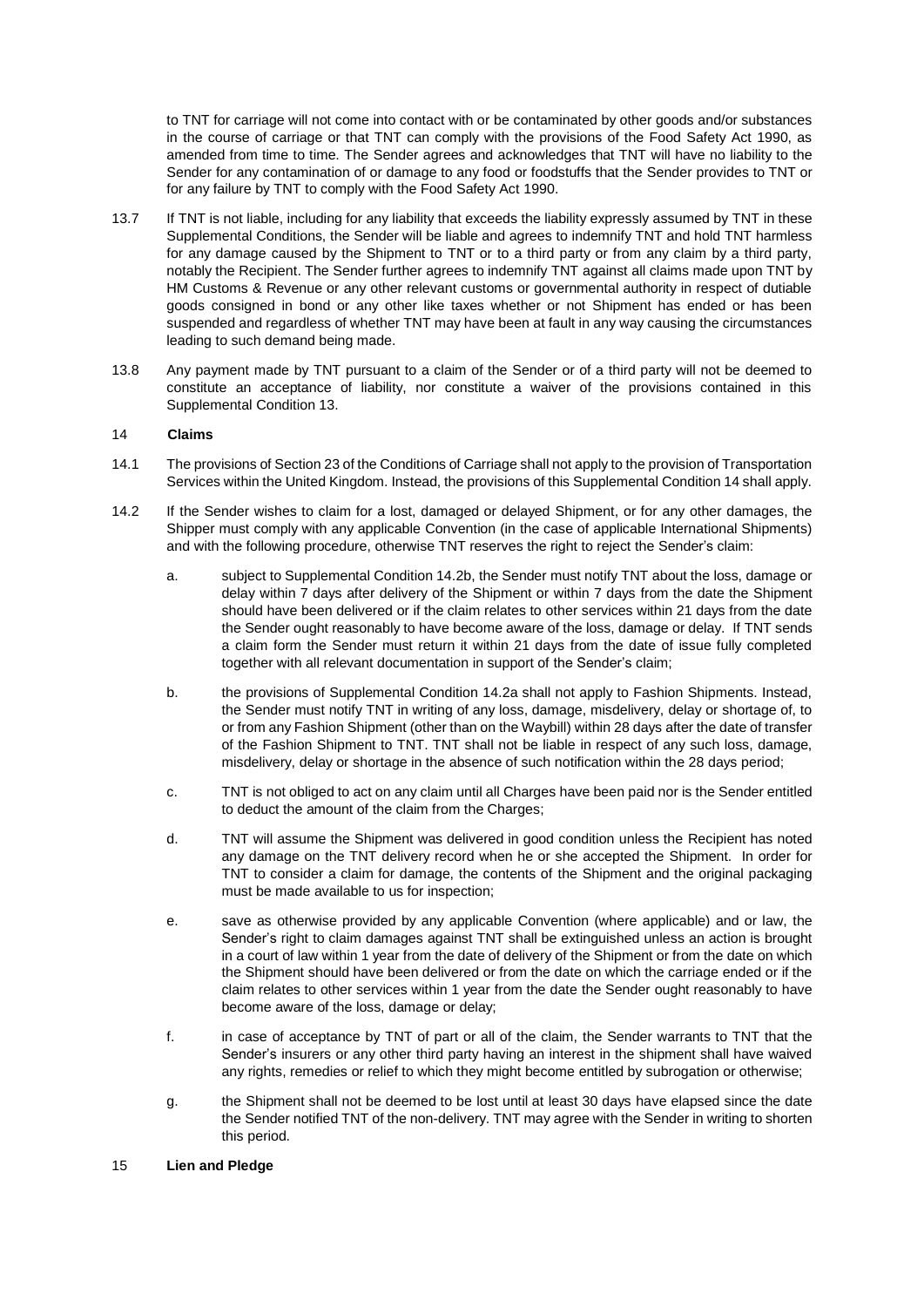to TNT for carriage will not come into contact with or be contaminated by other goods and/or substances in the course of carriage or that TNT can comply with the provisions of the Food Safety Act 1990, as amended from time to time. The Sender agrees and acknowledges that TNT will have no liability to the Sender for any contamination of or damage to any food or foodstuffs that the Sender provides to TNT or for any failure by TNT to comply with the Food Safety Act 1990.

13.7 If TNT is not liable, including for any liability that exceeds the liability expressly assumed by TNT in these Supplemental Conditions, the Sender will be liable and agrees to indemnify TNT and hold TNT harmless for any damage caused by the Shipment to TNT or to a third party or from any claim by a third party, notably the Recipient. The Sender further agrees to indemnify TNT against all claims made upon TNT by HM Customs & Revenue or any other relevant customs or governmental authority in respect of dutiable goods consigned in bond or any other like taxes whether or not Shipment has ended or has been suspended and regardless of whether TNT may have been at fault in any way causing the circumstances leading to such demand being made.

13.8 Any payment made by TNT pursuant to a claim of the Sender or of a third party will not be deemed to constitute an acceptance of liability, nor constitute a waiver of the provisions contained in this Supplemental Condition 13.

## 14 Claims

14.1 The provisions of Section 23 of the Conditions of Carriage shall not apply to the provision of Transportation Services within the United Kingdom. Instead, the provisions of this Supplemental Condition 14 shall apply.

14.2 If the Sender wishes to claim for a lost, damaged or delayed Shipment, or for any other damages, the Shipper must comply with any applicable Convention (in the case of applicable International Shipments) and with the following procedure, otherwise TNT reserves the right to reject the Sender's claim:

a. subject to Supplemental Condition 14.2b, the Sender must notify TNT about the loss, damage or delay within 7 days after delivery of the Shipment or within 7 days from the date the Shipment should have been delivered or if the claim relates to other services within 21 days from the date the Sender ought reasonably to have become aware of the loss, damage or delay. If TNT sends a claim form the Sender must return it within 21 days from the date of issue fully completed together with all relevant documentation in support of the Sender's claim;

b. the provisions of Supplemental Condition 14.2a shall not apply to Fashion Shipments. Instead, the Sender must notify TNT in writing of any loss, damage, misdelivery, delay or shortage of, to or from any Fashion Shipment (other than on the Waybill) within 28 days after the date of transfer of the Fashion Shipment to TNT. TNT shall not be liable in respect of any such loss, damage, misdelivery, delay or shortage in the absence of such notification within the 28 days period;

c. TNT is not obliged to act on any claim until all Charges have been paid nor is the Sender entitled to deduct the amount of the claim from the Charges;

d. TNT will assume the Shipment was delivered in good condition unless the Recipient has noted any damage on the TNT delivery record when he or she accepted the Shipment. In order for TNT to consider a claim for damage, the contents of the Shipment and the original packaging must be made available to us for inspection;

e. save as otherwise provided by any applicable Convention (where applicable) and or law, the Sender's right to claim damages against TNT shall be extinguished unless an action is brought in a court of law within 1 year from the date of delivery of the Shipment or from the date on which the Shipment should have been delivered or from the date on which the carriage ended or if the claim relates to other services within 1 year from the date the Sender ought reasonably to have become aware of the loss, damage or delay;

f. in case of acceptance by TNT of part or all of the claim, the Sender warrants to TNT that the Sender's insurers or any other third party having an interest in the shipment shall have waived any rights, remedies or relief to which they might become entitled by subrogation or otherwise;

g. the Shipment shall not be deemed to be lost until at least 30 days have elapsed since the date the Sender notified TNT of the non-delivery. TNT may agree with the Sender in writing to shorten this period.

## 15 Lien and Pledge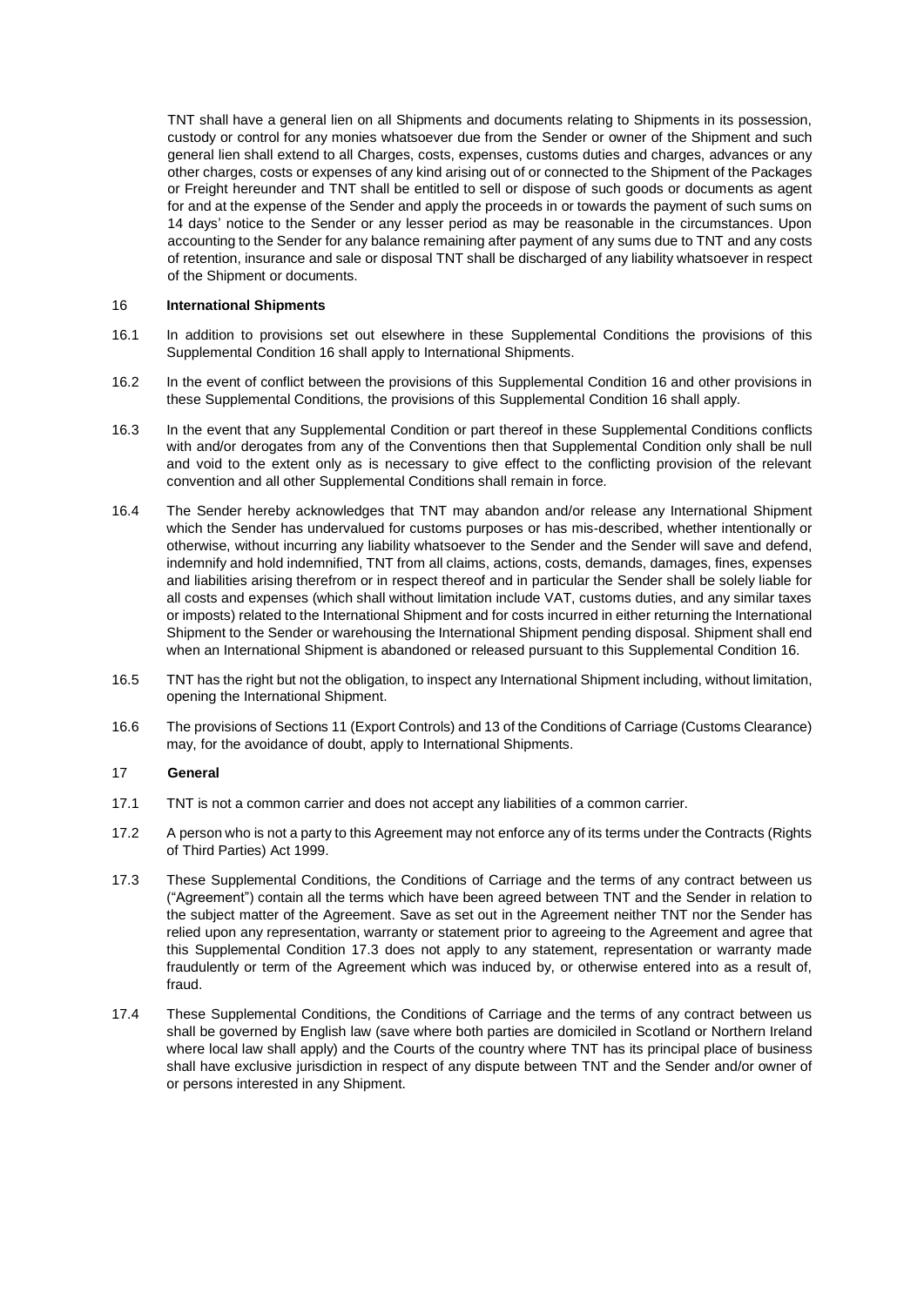TNT shall have a general lien on all Shipments and documents relating to Shipments in its possession, custody or control for any monies whatsoever due from the Sender or owner of the Shipment and such general lien shall extend to all Charges, costs, expenses, customs duties and charges, advances or any other charges, costs or expenses of any kind arising out of or connected to the Shipment of the Packages or Freight hereunder and TNT shall be entitled to sell or dispose of such goods or documents as agent for and at the expense of the Sender and apply the proceeds in or towards the payment of such sums on 14 days' notice to the Sender or any lesser period as may be reasonable in the circumstances. Upon accounting to the Sender for any balance remaining after payment of any sums due to TNT and any costs of retention, insurance and sale or disposal TNT shall be discharged of any liability whatsoever in respect of the Shipment or documents.

## 16 International Shipments

16.1 In addition to provisions set out elsewhere in these Supplemental Conditions the provisions of this Supplemental Condition 16 shall apply to International Shipments.

16.2 In the event of conflict between the provisions of this Supplemental Condition 16 and other provisions in these Supplemental Conditions, the provisions of this Supplemental Condition 16 shall apply.

16.3 In the event that any Supplemental Condition or part thereof in these Supplemental Conditions conflicts with and/or derogates from any of the Conventions then that Supplemental Condition only shall be null and void to the extent only as is necessary to give effect to the conflicting provision of the relevant convention and all other Supplemental Conditions shall remain in force.

16.4 The Sender hereby acknowledges that TNT may abandon and/or release any International Shipment which the Sender has undervalued for customs purposes or has mis-described, whether intentionally or otherwise, without incurring any liability whatsoever to the Sender and the Sender will save and defend, indemnify and hold indemnified, TNT from all claims, actions, costs, demands, damages, fines, expenses and liabilities arising therefrom or in respect thereof and in particular the Sender shall be solely liable for all costs and expenses (which shall without limitation include VAT, customs duties, and any similar taxes or imposts) related to the International Shipment and for costs incurred in either returning the International Shipment to the Sender or warehousing the International Shipment pending disposal. Shipment shall end when an International Shipment is abandoned or released pursuant to this Supplemental Condition 16.

16.5 TNT has the right but not the obligation, to inspect any International Shipment including, without limitation, opening the International Shipment.

16.6 The provisions of Sections 11 (Export Controls) and 13 of the Conditions of Carriage (Customs Clearance) may, for the avoidance of doubt, apply to International Shipments.

## 17 General

17.1 TNT is not a common carrier and does not accept any liabilities of a common carrier.

17.2 A person who is not a party to this Agreement may not enforce any of its terms under the Contracts (Rights of Third Parties) Act 1999.

17.3 These Supplemental Conditions, the Conditions of Carriage and the terms of any contract between us ("Agreement") contain all the terms which have been agreed between TNT and the Sender in relation to the subject matter of the Agreement. Save as set out in the Agreement neither TNT nor the Sender has relied upon any representation, warranty or statement prior to agreeing to the Agreement and agree that this Supplemental Condition 17.3 does not apply to any statement, representation or warranty made fraudulently or term of the Agreement which was induced by, or otherwise entered into as a result of, fraud.

17.4 These Supplemental Conditions, the Conditions of Carriage and the terms of any contract between us shall be governed by English law (save where both parties are domiciled in Scotland or Northern Ireland where local law shall apply) and the Courts of the country where TNT has its principal place of business shall have exclusive jurisdiction in respect of any dispute between TNT and the Sender and/or owner of or persons interested in any Shipment.